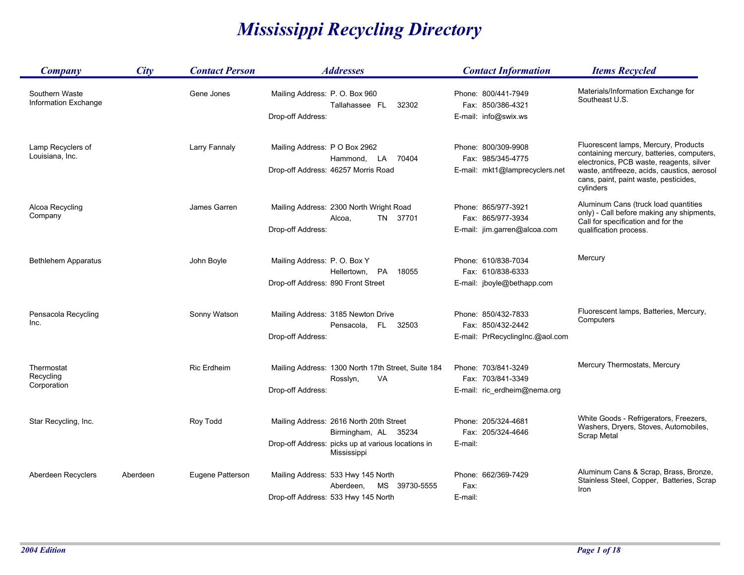# Mississippi Recycling Directory

| Company | City | Contact Person | Addresses | Contact Information | Items Recycled |
|---|---|---|---|---|---|
| Southern Waste Information Exchange | | Gene Jones | Mailing Address: P. O. Box 960, Tallahassee FL 32302<br>Drop-off Address: | Phone: 800/441-7949<br>Fax: 850/386-4321<br>E-mail: info@swix.ws | Materials/Information Exchange for Southeast U.S. |
| Lamp Recyclers of Louisiana, Inc. | | Larry Fannaly | Mailing Address: P O Box 2962, Hammond, LA 70404<br>Drop-off Address: 46257 Morris Road | Phone: 800/309-9908<br>Fax: 985/345-4775<br>E-mail: mkt1@lamprecyclers.net | Fluorescent lamps, Mercury, Products containing mercury, batteries, computers, electronics, PCB waste, reagents, silver waste, antifreeze, acids, caustics, aerosol cans, paint, paint waste, pesticides, cylinders |
| Alcoa Recycling Company | | James Garren | Mailing Address: 2300 North Wright Road, Alcoa, TN 37701<br>Drop-off Address: | Phone: 865/977-3921<br>Fax: 865/977-3934<br>E-mail: jim.garren@alcoa.com | Aluminum Cans (truck load quantities only) - Call before making any shipments, Call for specification and for the qualification process. |
| Bethlehem Apparatus | | John Boyle | Mailing Address: P. O. Box Y, Hellertown, PA 18055<br>Drop-off Address: 890 Front Street | Phone: 610/838-7034<br>Fax: 610/838-6333<br>E-mail: jboyle@bethapp.com | Mercury |
| Pensacola Recycling Inc. | | Sonny Watson | Mailing Address: 3185 Newton Drive, Pensacola, FL 32503<br>Drop-off Address: | Phone: 850/432-7833<br>Fax: 850/432-2442<br>E-mail: PrRecyclingInc.@aol.com | Fluorescent lamps, Batteries, Mercury, Computers |
| Thermostat Recycling Corporation | | Ric Erdheim | Mailing Address: 1300 North 17th Street, Suite 184, Rosslyn, VA<br>Drop-off Address: | Phone: 703/841-3249<br>Fax: 703/841-3349<br>E-mail: ric_erdheim@nema.org | Mercury Thermostats, Mercury |
| Star Recycling, Inc. | | Roy Todd | Mailing Address: 2616 North 20th Street, Birmingham, AL 35234<br>Drop-off Address: picks up at various locations in Mississippi | Phone: 205/324-4681<br>Fax: 205/324-4646<br>E-mail: | White Goods - Refrigerators, Freezers, Washers, Dryers, Stoves, Automobiles, Scrap Metal |
| Aberdeen Recyclers | Aberdeen | Eugene Patterson | Mailing Address: 533 Hwy 145 North, Aberdeen, MS 39730-5555<br>Drop-off Address: 533 Hwy 145 North | Phone: 662/369-7429<br>Fax:<br>E-mail: | Aluminum Cans & Scrap, Brass, Bronze, Stainless Steel, Copper, Batteries, Scrap Iron |

*2004 Edition*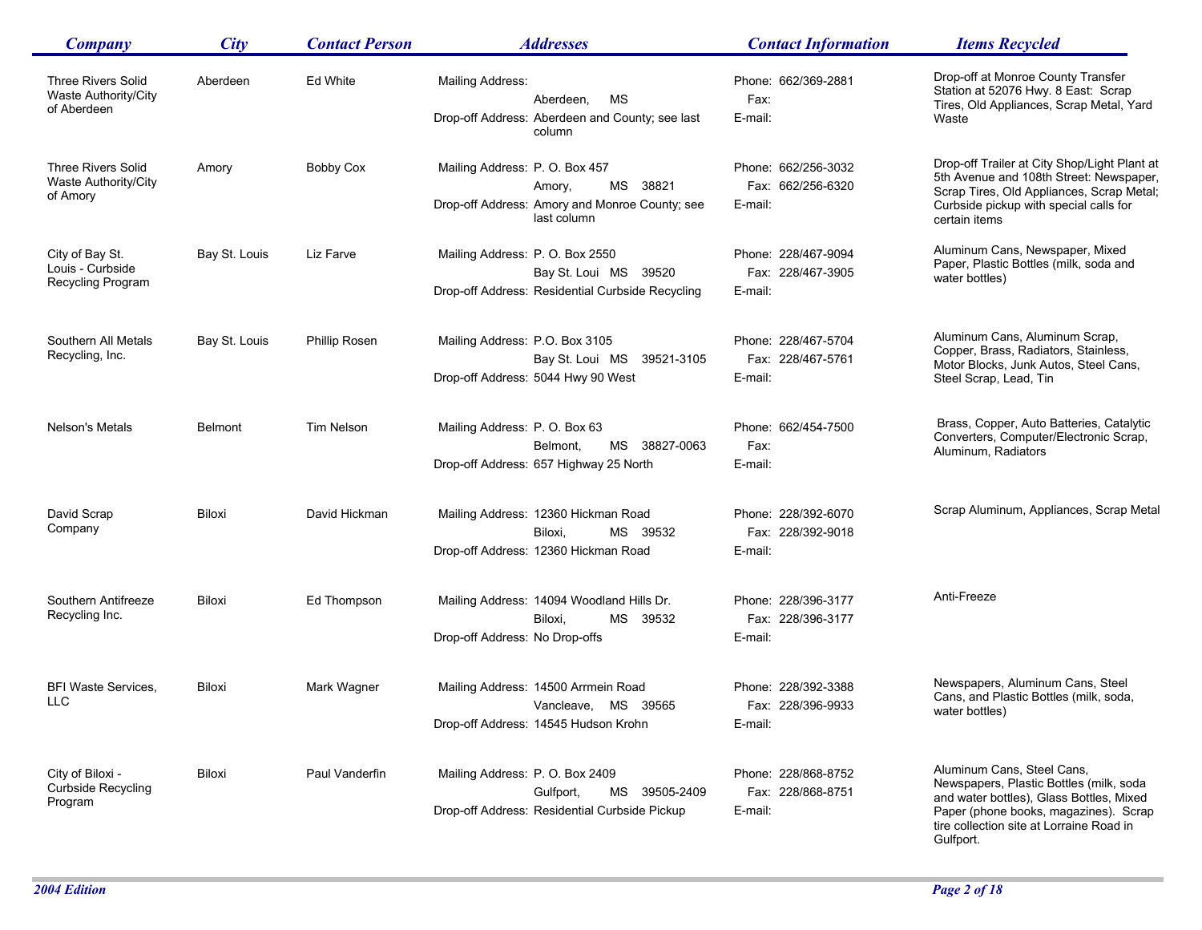| Company | City | Contact Person | Addresses | Contact Information | Items Recycled |
|---|---|---|---|---|---|
| Three Rivers Solid Waste Authority/City of Aberdeen | Aberdeen | Ed White | Mailing Address: <br> Aberdeen, MS <br> Drop-off Address: Aberdeen and County; see last column | Phone: 662/369-2881 <br> Fax: <br> E-mail: | Drop-off at Monroe County Transfer Station at 52076 Hwy. 8 East: Scrap Tires, Old Appliances, Scrap Metal, Yard Waste |
| Three Rivers Solid Waste Authority/City of Amory | Amory | Bobby Cox | Mailing Address: P. O. Box 457 <br> Amory, MS 38821 <br> Drop-off Address: Amory and Monroe County; see last column | Phone: 662/256-3032 <br> Fax: 662/256-6320 <br> E-mail: | Drop-off Trailer at City Shop/Light Plant at 5th Avenue and 108th Street: Newspaper, Scrap Tires, Old Appliances, Scrap Metal; Curbside pickup with special calls for certain items |
| City of Bay St. Louis - Curbside Recycling Program | Bay St. Louis | Liz Farve | Mailing Address: P. O. Box 2550 <br> Bay St. Loui MS 39520 <br> Drop-off Address: Residential Curbside Recycling | Phone: 228/467-9094 <br> Fax: 228/467-3905 <br> E-mail: | Aluminum Cans, Newspaper, Mixed Paper, Plastic Bottles (milk, soda and water bottles) |
| Southern All Metals Recycling, Inc. | Bay St. Louis | Phillip Rosen | Mailing Address: P.O. Box 3105 <br> Bay St. Loui MS 39521-3105 <br> Drop-off Address: 5044 Hwy 90 West | Phone: 228/467-5704 <br> Fax: 228/467-5761 <br> E-mail: | Aluminum Cans, Aluminum Scrap, Copper, Brass, Radiators, Stainless, Motor Blocks, Junk Autos, Steel Cans, Steel Scrap, Lead, Tin |
| Nelson's Metals | Belmont | Tim Nelson | Mailing Address: P. O. Box 63 <br> Belmont, MS 38827-0063 <br> Drop-off Address: 657 Highway 25 North | Phone: 662/454-7500 <br> Fax: <br> E-mail: | Brass, Copper, Auto Batteries, Catalytic Converters, Computer/Electronic Scrap, Aluminum, Radiators |
| David Scrap Company | Biloxi | David Hickman | Mailing Address: 12360 Hickman Road <br> Biloxi, MS 39532 <br> Drop-off Address: 12360 Hickman Road | Phone: 228/392-6070 <br> Fax: 228/392-9018 <br> E-mail: | Scrap Aluminum, Appliances, Scrap Metal |
| Southern Antifreeze Recycling Inc. | Biloxi | Ed Thompson | Mailing Address: 14094 Woodland Hills Dr. <br> Biloxi, MS 39532 <br> Drop-off Address: No Drop-offs | Phone: 228/396-3177 <br> Fax: 228/396-3177 <br> E-mail: | Anti-Freeze |
| BFI Waste Services, LLC | Biloxi | Mark Wagner | Mailing Address: 14500 Arrmein Road <br> Vancleave, MS 39565 <br> Drop-off Address: 14545 Hudson Krohn | Phone: 228/392-3388 <br> Fax: 228/396-9933 <br> E-mail: | Newspapers, Aluminum Cans, Steel Cans, and Plastic Bottles (milk, soda, water bottles) |
| City of Biloxi - Curbside Recycling Program | Biloxi | Paul Vanderfin | Mailing Address: P. O. Box 2409 <br> Gulfport, MS 39505-2409 <br> Drop-off Address: Residential Curbside Pickup | Phone: 228/868-8752 <br> Fax: 228/868-8751 <br> E-mail: | Aluminum Cans, Steel Cans, Newspapers, Plastic Bottles (milk, soda and water bottles), Glass Bottles, Mixed Paper (phone books, magazines). Scrap tire collection site at Lorraine Road in Gulfport. |

*2004 Edition*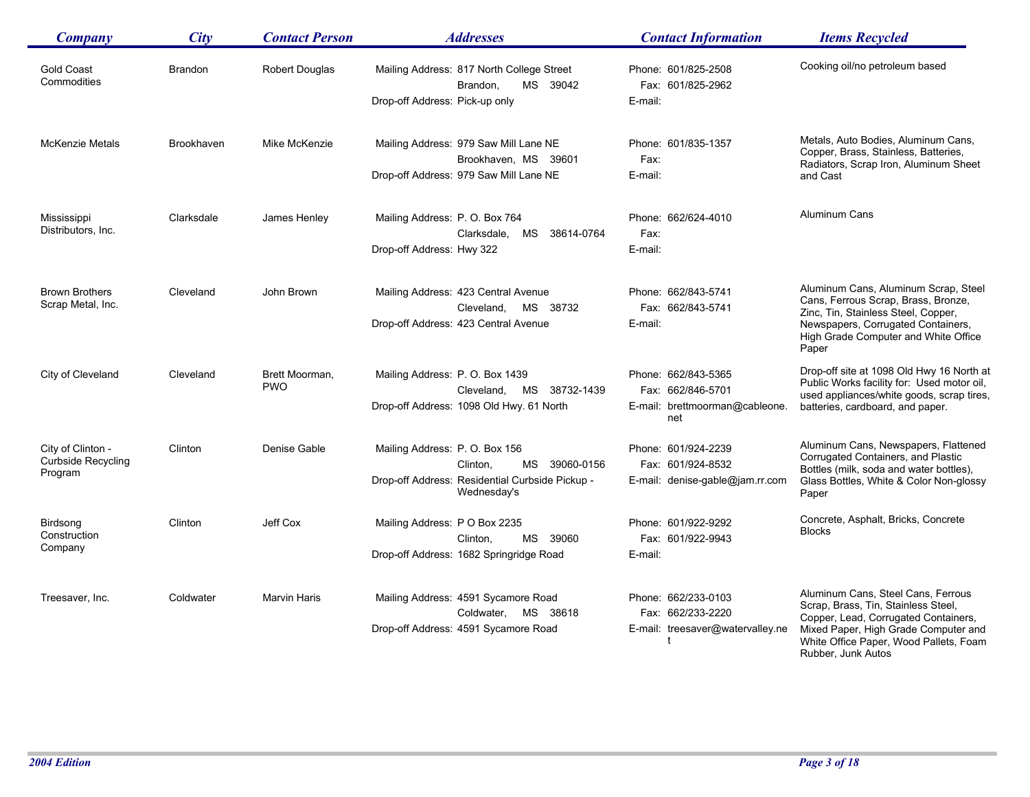| Company | City | Contact Person | Addresses | Contact Information | Items Recycled |
|---|---|---|---|---|---|
| Gold Coast Commodities | Brandon | Robert Douglas | Mailing Address: 817 North College Street Brandon, MS 39042<br>Drop-off Address: Pick-up only | Phone: 601/825-2508<br>Fax: 601/825-2962<br>E-mail: | Cooking oil/no petroleum based |
| McKenzie Metals | Brookhaven | Mike McKenzie | Mailing Address: 979 Saw Mill Lane NE Brookhaven, MS 39601<br>Drop-off Address: 979 Saw Mill Lane NE | Phone: 601/835-1357<br>Fax:<br>E-mail: | Metals, Auto Bodies, Aluminum Cans, Copper, Brass, Stainless, Batteries, Radiators, Scrap Iron, Aluminum Sheet and Cast |
| Mississippi Distributors, Inc. | Clarksdale | James Henley | Mailing Address: P. O. Box 764 Clarksdale, MS 38614-0764<br>Drop-off Address: Hwy 322 | Phone: 662/624-4010<br>Fax:<br>E-mail: | Aluminum Cans |
| Brown Brothers Scrap Metal, Inc. | Cleveland | John Brown | Mailing Address: 423 Central Avenue Cleveland, MS 38732<br>Drop-off Address: 423 Central Avenue | Phone: 662/843-5741<br>Fax: 662/843-5741<br>E-mail: | Aluminum Cans, Aluminum Scrap, Steel Cans, Ferrous Scrap, Brass, Bronze, Zinc, Tin, Stainless Steel, Copper, Newspapers, Corrugated Containers, High Grade Computer and White Office Paper |
| City of Cleveland | Cleveland | Brett Moorman, PWO | Mailing Address: P. O. Box 1439 Cleveland, MS 38732-1439<br>Drop-off Address: 1098 Old Hwy. 61 North | Phone: 662/843-5365<br>Fax: 662/846-5701<br>E-mail: brettmoorman@cableone.net | Drop-off site at 1098 Old Hwy 16 North at Public Works facility for: Used motor oil, used appliances/white goods, scrap tires, batteries, cardboard, and paper. |
| City of Clinton - Curbside Recycling Program | Clinton | Denise Gable | Mailing Address: P. O. Box 156 Clinton, MS 39060-0156<br>Drop-off Address: Residential Curbside Pickup - Wednesday's | Phone: 601/924-2239<br>Fax: 601/924-8532<br>E-mail: denise-gable@jam.rr.com | Aluminum Cans, Newspapers, Flattened Corrugated Containers, and Plastic Bottles (milk, soda and water bottles), Glass Bottles, White & Color Non-glossy Paper |
| Birdsong Construction Company | Clinton | Jeff Cox | Mailing Address: P O Box 2235 Clinton, MS 39060<br>Drop-off Address: 1682 Springridge Road | Phone: 601/922-9292<br>Fax: 601/922-9943<br>E-mail: | Concrete, Asphalt, Bricks, Concrete Blocks |
| Treesaver, Inc. | Coldwater | Marvin Haris | Mailing Address: 4591 Sycamore Road Coldwater, MS 38618<br>Drop-off Address: 4591 Sycamore Road | Phone: 662/233-0103<br>Fax: 662/233-2220<br>E-mail: treesaver@watervalley.net | Aluminum Cans, Steel Cans, Ferrous Scrap, Brass, Tin, Stainless Steel, Copper, Lead, Corrugated Containers, Mixed Paper, High Grade Computer and White Office Paper, Wood Pallets, Foam Rubber, Junk Autos |

*2004 Edition*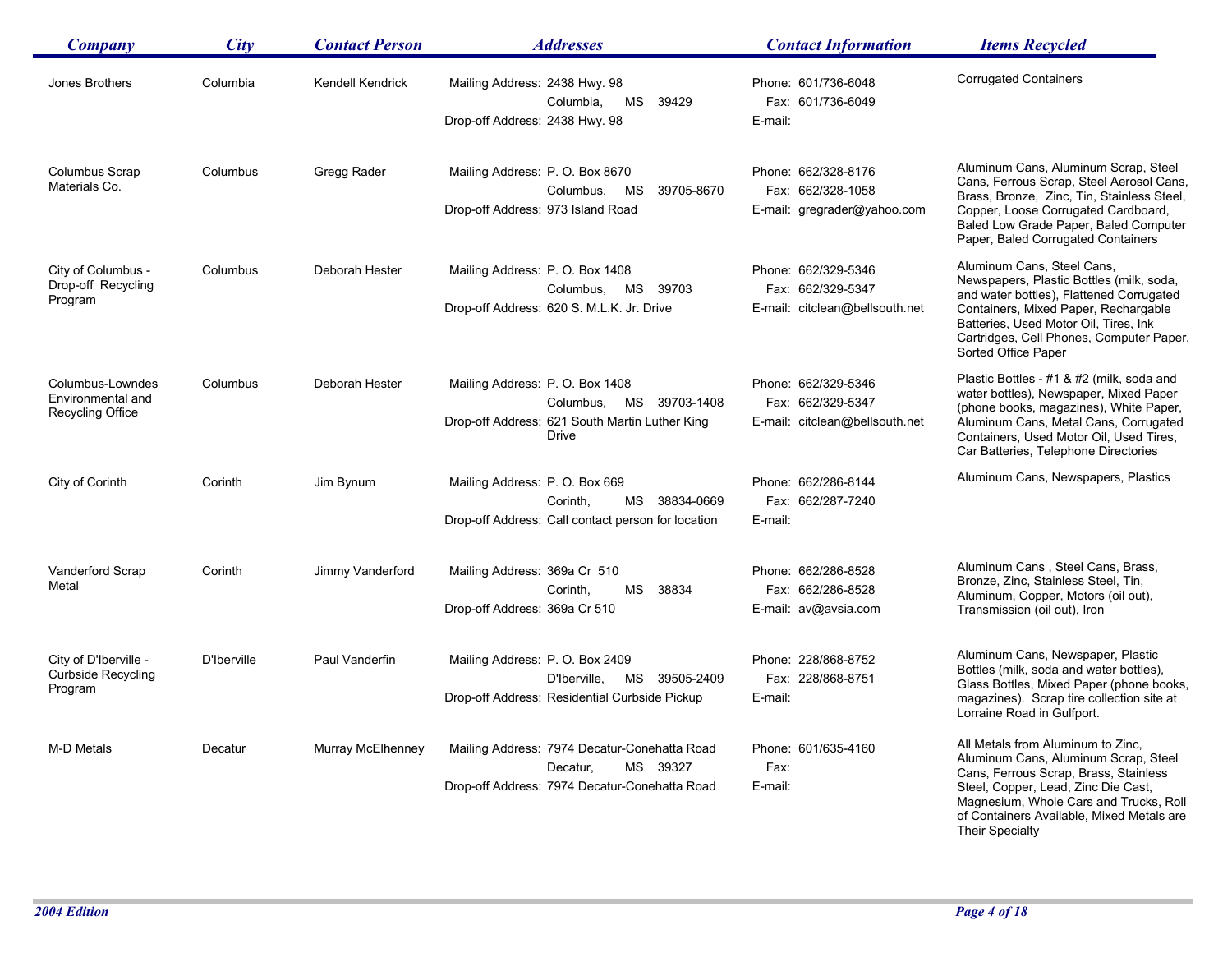| Company | City | Contact Person | Addresses | Contact Information | Items Recycled |
|---|---|---|---|---|---|
| Jones Brothers | Columbia | Kendell Kendrick | Mailing Address: 2438 Hwy. 98 Columbia, MS 39429<br>Drop-off Address: 2438 Hwy. 98 | Phone: 601/736-6048<br>Fax: 601/736-6049<br>E-mail: | Corrugated Containers |
| Columbus Scrap Materials Co. | Columbus | Gregg Rader | Mailing Address: P. O. Box 8670 Columbus, MS 39705-8670<br>Drop-off Address: 973 Island Road | Phone: 662/328-8176<br>Fax: 662/328-1058<br>E-mail: gregrader@yahoo.com | Aluminum Cans, Aluminum Scrap, Steel Cans, Ferrous Scrap, Steel Aerosol Cans, Brass, Bronze, Zinc, Tin, Stainless Steel, Copper, Loose Corrugated Cardboard, Baled Low Grade Paper, Baled Computer Paper, Baled Corrugated Containers |
| City of Columbus - Drop-off Recycling Program | Columbus | Deborah Hester | Mailing Address: P. O. Box 1408 Columbus, MS 39703<br>Drop-off Address: 620 S. M.L.K. Jr. Drive | Phone: 662/329-5346<br>Fax: 662/329-5347<br>E-mail: citclean@bellsouth.net | Aluminum Cans, Steel Cans, Newspapers, Plastic Bottles (milk, soda, and water bottles), Flattened Corrugated Containers, Mixed Paper, Rechargable Batteries, Used Motor Oil, Tires, Ink Cartridges, Cell Phones, Computer Paper, Sorted Office Paper |
| Columbus-Lowndes Environmental and Recycling Office | Columbus | Deborah Hester | Mailing Address: P. O. Box 1408 Columbus, MS 39703-1408<br>Drop-off Address: 621 South Martin Luther King Drive | Phone: 662/329-5346<br>Fax: 662/329-5347<br>E-mail: citclean@bellsouth.net | Plastic Bottles - #1 & #2 (milk, soda and water bottles), Newspaper, Mixed Paper (phone books, magazines), White Paper, Aluminum Cans, Metal Cans, Corrugated Containers, Used Motor Oil, Used Tires, Car Batteries, Telephone Directories |
| City of Corinth | Corinth | Jim Bynum | Mailing Address: P. O. Box 669 Corinth, MS 38834-0669<br>Drop-off Address: Call contact person for location | Phone: 662/286-8144<br>Fax: 662/287-7240<br>E-mail: | Aluminum Cans, Newspapers, Plastics |
| Vanderford Scrap Metal | Corinth | Jimmy Vanderford | Mailing Address: 369a Cr 510 Corinth, MS 38834<br>Drop-off Address: 369a Cr 510 | Phone: 662/286-8528<br>Fax: 662/286-8528<br>E-mail: av@avsia.com | Aluminum Cans , Steel Cans, Brass, Bronze, Zinc, Stainless Steel, Tin, Aluminum, Copper, Motors (oil out), Transmission (oil out), Iron |
| City of D'Iberville - Curbside Recycling Program | D'Iberville | Paul Vanderfin | Mailing Address: P. O. Box 2409 D'Iberville, MS 39505-2409<br>Drop-off Address: Residential Curbside Pickup | Phone: 228/868-8752<br>Fax: 228/868-8751<br>E-mail: | Aluminum Cans, Newspaper, Plastic Bottles (milk, soda and water bottles), Glass Bottles, Mixed Paper (phone books, magazines). Scrap tire collection site at Lorraine Road in Gulfport. |
| M-D Metals | Decatur | Murray McElhenney | Mailing Address: 7974 Decatur-Conehatta Road Decatur, MS 39327<br>Drop-off Address: 7974 Decatur-Conehatta Road | Phone: 601/635-4160<br>Fax:<br>E-mail: | All Metals from Aluminum to Zinc, Aluminum Cans, Aluminum Scrap, Steel Cans, Ferrous Scrap, Brass, Stainless Steel, Copper, Lead, Zinc Die Cast, Magnesium, Whole Cars and Trucks, Roll of Containers Available, Mixed Metals are Their Specialty |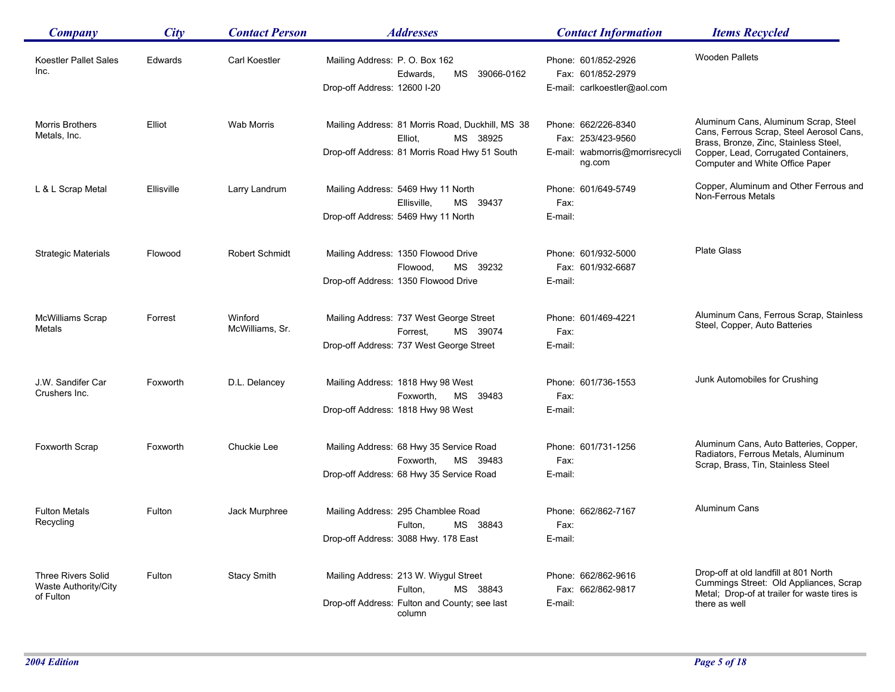| Company | City | Contact Person | Addresses | Contact Information | Items Recycled |
|---|---|---|---|---|---|
| Koestler Pallet Sales Inc. | Edwards | Carl Koestler | Mailing Address: P. O. Box 162 Edwards, MS 39066-0162 Drop-off Address: 12600 I-20 | Phone: 601/852-2926 Fax: 601/852-2979 E-mail: carlkoestler@aol.com | Wooden Pallets |
| Morris Brothers Metals, Inc. | Elliot | Wab Morris | Mailing Address: 81 Morris Road, Duckhill, MS 38 Elliot, MS 38925 Drop-off Address: 81 Morris Road Hwy 51 South | Phone: 662/226-8340 Fax: 253/423-9560 E-mail: wabmorris@morrisrecycling.com | Aluminum Cans, Aluminum Scrap, Steel Cans, Ferrous Scrap, Steel Aerosol Cans, Brass, Bronze, Zinc, Stainless Steel, Copper, Lead, Corrugated Containers, Computer and White Office Paper |
| L & L Scrap Metal | Ellisville | Larry Landrum | Mailing Address: 5469 Hwy 11 North Ellisville, MS 39437 Drop-off Address: 5469 Hwy 11 North | Phone: 601/649-5749 Fax: E-mail: | Copper, Aluminum and Other Ferrous and Non-Ferrous Metals |
| Strategic Materials | Flowood | Robert Schmidt | Mailing Address: 1350 Flowood Drive Flowood, MS 39232 Drop-off Address: 1350 Flowood Drive | Phone: 601/932-5000 Fax: 601/932-6687 E-mail: | Plate Glass |
| McWilliams Scrap Metals | Forrest | Winford McWilliams, Sr. | Mailing Address: 737 West George Street Forrest, MS 39074 Drop-off Address: 737 West George Street | Phone: 601/469-4221 Fax: E-mail: | Aluminum Cans, Ferrous Scrap, Stainless Steel, Copper, Auto Batteries |
| J.W. Sandifer Car Crushers Inc. | Foxworth | D.L. Delancey | Mailing Address: 1818 Hwy 98 West Foxworth, MS 39483 Drop-off Address: 1818 Hwy 98 West | Phone: 601/736-1553 Fax: E-mail: | Junk Automobiles for Crushing |
| Foxworth Scrap | Foxworth | Chuckie Lee | Mailing Address: 68 Hwy 35 Service Road Foxworth, MS 39483 Drop-off Address: 68 Hwy 35 Service Road | Phone: 601/731-1256 Fax: E-mail: | Aluminum Cans, Auto Batteries, Copper, Radiators, Ferrous Metals, Aluminum Scrap, Brass, Tin, Stainless Steel |
| Fulton Metals Recycling | Fulton | Jack Murphree | Mailing Address: 295 Chamblee Road Fulton, MS 38843 Drop-off Address: 3088 Hwy. 178 East | Phone: 662/862-7167 Fax: E-mail: | Aluminum Cans |
| Three Rivers Solid Waste Authority/City of Fulton | Fulton | Stacy Smith | Mailing Address: 213 W. Wiygul Street Fulton, MS 38843 Drop-off Address: Fulton and County; see last column | Phone: 662/862-9616 Fax: 662/862-9817 E-mail: | Drop-off at old landfill at 801 North Cummings Street: Old Appliances, Scrap Metal; Drop-of at trailer for waste tires is there as well |

*2004 Edition*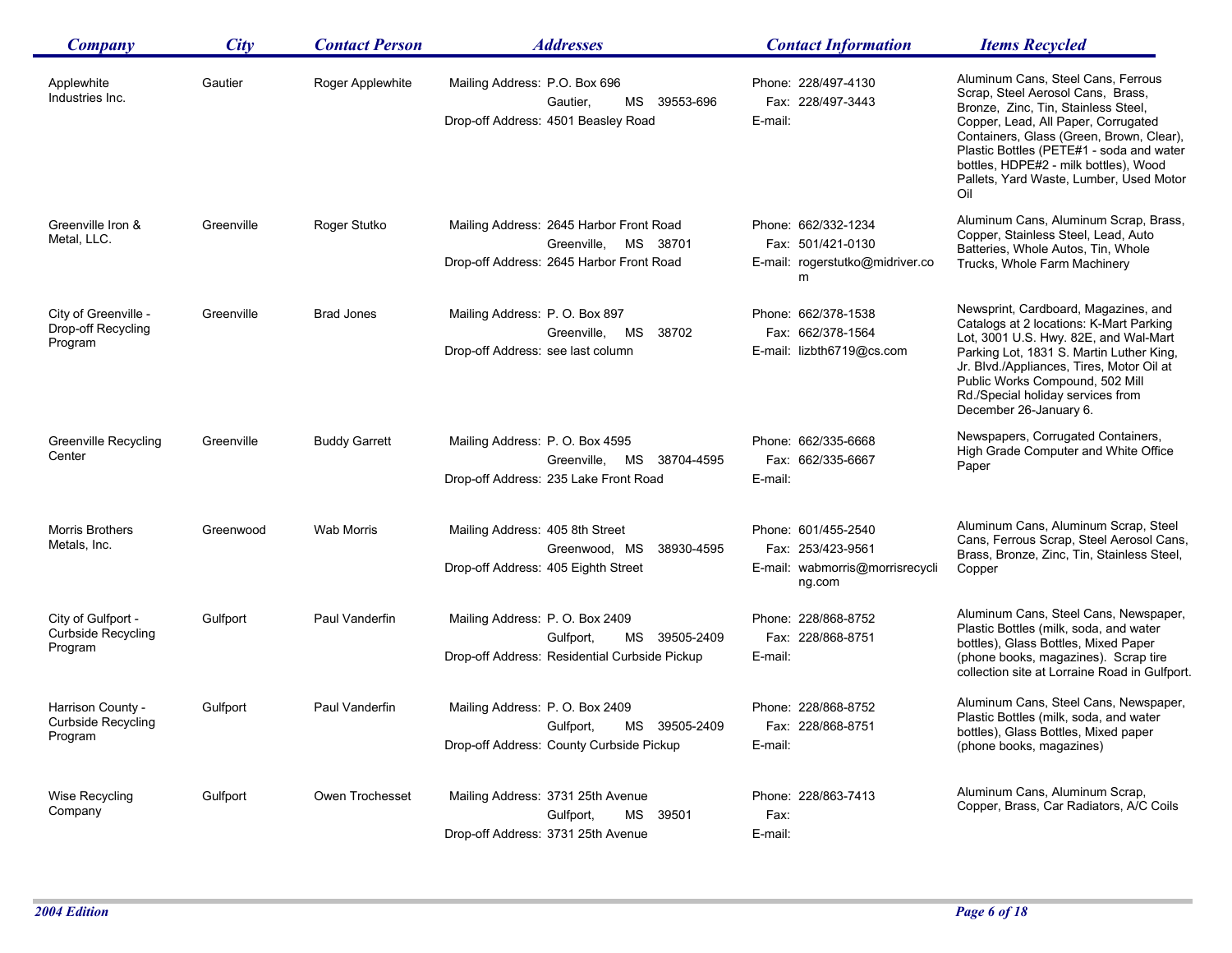| Company | City | Contact Person | Addresses | Contact Information | Items Recycled |
|---|---|---|---|---|---|
| Applewhite Industries Inc. | Gautier | Roger Applewhite | Mailing Address: P.O. Box 696 Gautier, MS 39553-696<br>Drop-off Address: 4501 Beasley Road | Phone: 228/497-4130<br>Fax: 228/497-3443<br>E-mail: | Aluminum Cans, Steel Cans, Ferrous Scrap, Steel Aerosol Cans, Brass, Bronze, Zinc, Tin, Stainless Steel, Copper, Lead, All Paper, Corrugated Containers, Glass (Green, Brown, Clear), Plastic Bottles (PETE#1 - soda and water bottles, HDPE#2 - milk bottles), Wood Pallets, Yard Waste, Lumber, Used Motor Oil |
| Greenville Iron & Metal, LLC. | Greenville | Roger Stutko | Mailing Address: 2645 Harbor Front Road Greenville, MS 38701<br>Drop-off Address: 2645 Harbor Front Road | Phone: 662/332-1234<br>Fax: 501/421-0130<br>E-mail: rogerstutko@midriver.com | Aluminum Cans, Aluminum Scrap, Brass, Copper, Stainless Steel, Lead, Auto Batteries, Whole Autos, Tin, Whole Trucks, Whole Farm Machinery |
| City of Greenville - Drop-off Recycling Program | Greenville | Brad Jones | Mailing Address: P. O. Box 897 Greenville, MS 38702<br>Drop-off Address: see last column | Phone: 662/378-1538<br>Fax: 662/378-1564<br>E-mail: lizbth6719@cs.com | Newsprint, Cardboard, Magazines, and Catalogs at 2 locations: K-Mart Parking Lot, 3001 U.S. Hwy. 82E, and Wal-Mart Parking Lot, 1831 S. Martin Luther King, Jr. Blvd./Appliances, Tires, Motor Oil at Public Works Compound, 502 Mill Rd./Special holiday services from December 26-January 6. |
| Greenville Recycling Center | Greenville | Buddy Garrett | Mailing Address: P. O. Box 4595 Greenville, MS 38704-4595<br>Drop-off Address: 235 Lake Front Road | Phone: 662/335-6668<br>Fax: 662/335-6667<br>E-mail: | Newspapers, Corrugated Containers, High Grade Computer and White Office Paper |
| Morris Brothers Metals, Inc. | Greenwood | Wab Morris | Mailing Address: 405 8th Street Greenwood, MS 38930-4595<br>Drop-off Address: 405 Eighth Street | Phone: 601/455-2540<br>Fax: 253/423-9561<br>E-mail: wabmorris@morrisrecycling.com | Aluminum Cans, Aluminum Scrap, Steel Cans, Ferrous Scrap, Steel Aerosol Cans, Brass, Bronze, Zinc, Tin, Stainless Steel, Copper |
| City of Gulfport - Curbside Recycling Program | Gulfport | Paul Vanderfin | Mailing Address: P. O. Box 2409 Gulfport, MS 39505-2409<br>Drop-off Address: Residential Curbside Pickup | Phone: 228/868-8752<br>Fax: 228/868-8751<br>E-mail: | Aluminum Cans, Steel Cans, Newspaper, Plastic Bottles (milk, soda, and water bottles), Glass Bottles, Mixed Paper (phone books, magazines). Scrap tire collection site at Lorraine Road in Gulfport. |
| Harrison County - Curbside Recycling Program | Gulfport | Paul Vanderfin | Mailing Address: P. O. Box 2409 Gulfport, MS 39505-2409<br>Drop-off Address: County Curbside Pickup | Phone: 228/868-8752<br>Fax: 228/868-8751<br>E-mail: | Aluminum Cans, Steel Cans, Newspaper, Plastic Bottles (milk, soda, and water bottles), Glass Bottles, Mixed paper (phone books, magazines) |
| Wise Recycling Company | Gulfport | Owen Trochesset | Mailing Address: 3731 25th Avenue Gulfport, MS 39501<br>Drop-off Address: 3731 25th Avenue | Phone: 228/863-7413<br>Fax:<br>E-mail: | Aluminum Cans, Aluminum Scrap, Copper, Brass, Car Radiators, A/C Coils |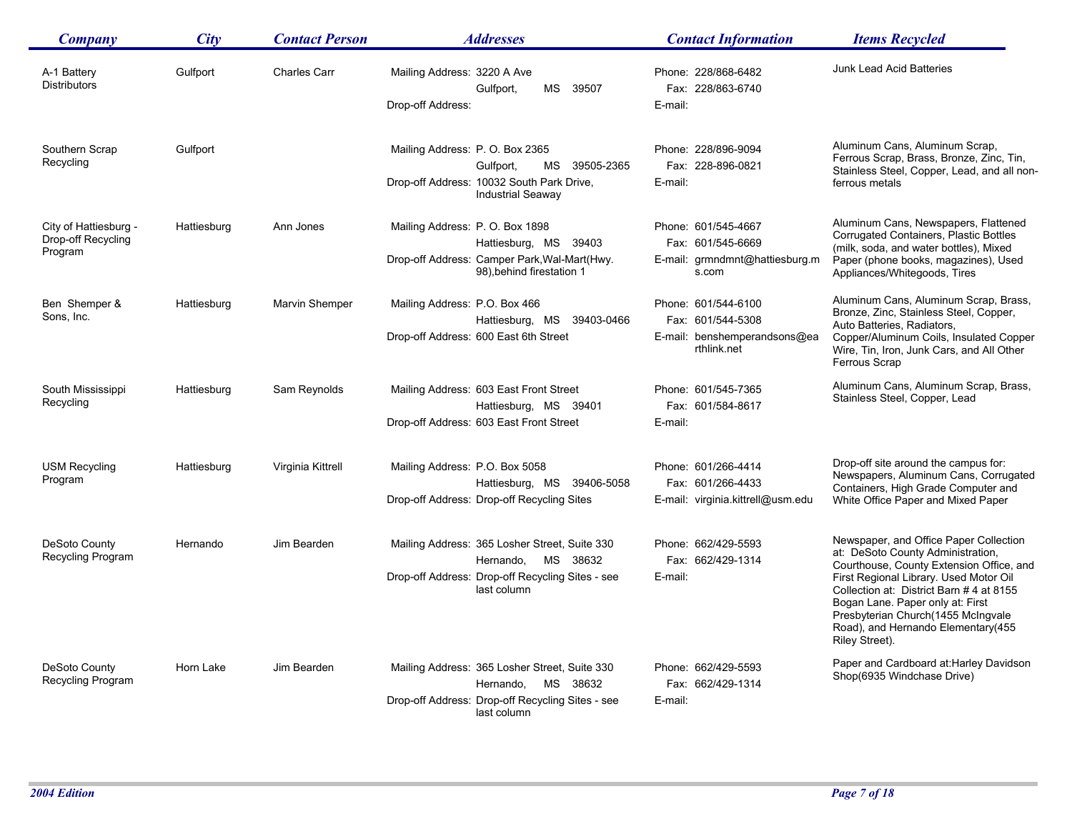| Company | City | Contact Person | Addresses | Contact Information | Items Recycled |
|---|---|---|---|---|---|
| A-1 Battery Distributors | Gulfport | Charles Carr | Mailing Address: 3220 A Ave Gulfport, MS 39507<br>Drop-off Address: | Phone: 228/868-6482<br>Fax: 228/863-6740<br>E-mail: | Junk Lead Acid Batteries |
| Southern Scrap Recycling | Gulfport | | Mailing Address: P. O. Box 2365 Gulfport, MS 39505-2365<br>Drop-off Address: 10032 South Park Drive, Industrial Seaway | Phone: 228/896-9094<br>Fax: 228-896-0821<br>E-mail: | Aluminum Cans, Aluminum Scrap, Ferrous Scrap, Brass, Bronze, Zinc, Tin, Stainless Steel, Copper, Lead, and all non-ferrous metals |
| City of Hattiesburg - Drop-off Recycling Program | Hattiesburg | Ann Jones | Mailing Address: P. O. Box 1898 Hattiesburg, MS 39403<br>Drop-off Address: Camper Park,Wal-Mart(Hwy. 98),behind firestation 1 | Phone: 601/545-4667<br>Fax: 601/545-6669<br>E-mail: grmndmnt@hattiesburg.ms.com | Aluminum Cans, Newspapers, Flattened Corrugated Containers, Plastic Bottles (milk, soda, and water bottles), Mixed Paper (phone books, magazines), Used Appliances/Whitegoods, Tires |
| Ben Shemper & Sons, Inc. | Hattiesburg | Marvin Shemper | Mailing Address: P.O. Box 466 Hattiesburg, MS 39403-0466<br>Drop-off Address: 600 East 6th Street | Phone: 601/544-6100<br>Fax: 601/544-5308<br>E-mail: benshemperandsons@earthlink.net | Aluminum Cans, Aluminum Scrap, Brass, Bronze, Zinc, Stainless Steel, Copper, Auto Batteries, Radiators, Copper/Aluminum Coils, Insulated Copper Wire, Tin, Iron, Junk Cars, and All Other Ferrous Scrap |
| South Mississippi Recycling | Hattiesburg | Sam Reynolds | Mailing Address: 603 East Front Street Hattiesburg, MS 39401<br>Drop-off Address: 603 East Front Street | Phone: 601/545-7365<br>Fax: 601/584-8617<br>E-mail: | Aluminum Cans, Aluminum Scrap, Brass, Stainless Steel, Copper, Lead |
| USM Recycling Program | Hattiesburg | Virginia Kittrell | Mailing Address: P.O. Box 5058 Hattiesburg, MS 39406-5058<br>Drop-off Address: Drop-off Recycling Sites | Phone: 601/266-4414<br>Fax: 601/266-4433<br>E-mail: virginia.kittrell@usm.edu | Drop-off site around the campus for: Newspapers, Aluminum Cans, Corrugated Containers, High Grade Computer and White Office Paper and Mixed Paper |
| DeSoto County Recycling Program | Hernando | Jim Bearden | Mailing Address: 365 Losher Street, Suite 330 Hernando, MS 38632<br>Drop-off Address: Drop-off Recycling Sites - see last column | Phone: 662/429-5593<br>Fax: 662/429-1314<br>E-mail: | Newspaper, and Office Paper Collection at: DeSoto County Administration, Courthouse, County Extension Office, and First Regional Library. Used Motor Oil Collection at: District Barn # 4 at 8155 Bogan Lane. Paper only at: First Presbyterian Church(1455 McIngvale Road), and Hernando Elementary(455 Riley Street). |
| DeSoto County Recycling Program | Horn Lake | Jim Bearden | Mailing Address: 365 Losher Street, Suite 330 Hernando, MS 38632<br>Drop-off Address: Drop-off Recycling Sites - see last column | Phone: 662/429-5593<br>Fax: 662/429-1314<br>E-mail: | Paper and Cardboard at:Harley Davidson Shop(6935 Windchase Drive) |

*2004 Edition*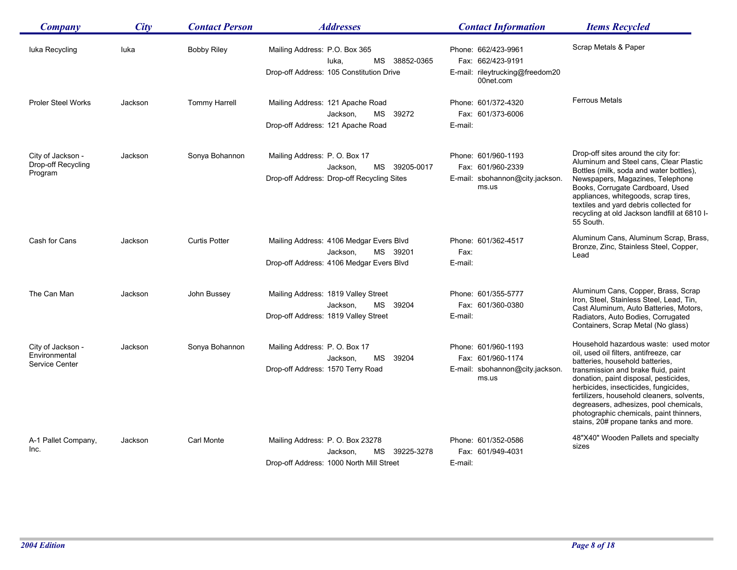| Company | City | Contact Person | Addresses | Contact Information | Items Recycled |
|---|---|---|---|---|---|
| Iuka Recycling | Iuka | Bobby Riley | Mailing Address: P.O. Box 365<br>Iuka, MS 38852-0365<br>Drop-off Address: 105 Constitution Drive | Phone: 662/423-9961<br>Fax: 662/423-9191<br>E-mail: rileytrucking@freedom2000net.com | Scrap Metals & Paper |
| Proler Steel Works | Jackson | Tommy Harrell | Mailing Address: 121 Apache Road<br>Jackson, MS 39272<br>Drop-off Address: 121 Apache Road | Phone: 601/372-4320<br>Fax: 601/373-6006<br>E-mail: | Ferrous Metals |
| City of Jackson - Drop-off Recycling Program | Jackson | Sonya Bohannon | Mailing Address: P. O. Box 17<br>Jackson, MS 39205-0017<br>Drop-off Address: Drop-off Recycling Sites | Phone: 601/960-1193<br>Fax: 601/960-2339<br>E-mail: sbohannon@city.jackson.ms.us | Drop-off sites around the city for: Aluminum and Steel cans, Clear Plastic Bottles (milk, soda and water bottles), Newspapers, Magazines, Telephone Books, Corrugate Cardboard, Used appliances, whitegoods, scrap tires, textiles and yard debris collected for recycling at old Jackson landfill at 6810 I-55 South. |
| Cash for Cans | Jackson | Curtis Potter | Mailing Address: 4106 Medgar Evers Blvd<br>Jackson, MS 39201<br>Drop-off Address: 4106 Medgar Evers Blvd | Phone: 601/362-4517<br>Fax:<br>E-mail: | Aluminum Cans, Aluminum Scrap, Brass, Bronze, Zinc, Stainless Steel, Copper, Lead |
| The Can Man | Jackson | John Bussey | Mailing Address: 1819 Valley Street<br>Jackson, MS 39204<br>Drop-off Address: 1819 Valley Street | Phone: 601/355-5777<br>Fax: 601/360-0380<br>E-mail: | Aluminum Cans, Copper, Brass, Scrap Iron, Steel, Stainless Steel, Lead, Tin, Cast Aluminum, Auto Batteries, Motors, Radiators, Auto Bodies, Corrugated Containers, Scrap Metal (No glass) |
| City of Jackson - Environmental Service Center | Jackson | Sonya Bohannon | Mailing Address: P. O. Box 17<br>Jackson, MS 39204<br>Drop-off Address: 1570 Terry Road | Phone: 601/960-1193<br>Fax: 601/960-1174<br>E-mail: sbohannon@city.jackson.ms.us | Household hazardous waste: used motor oil, used oil filters, antifreeze, car batteries, household batteries, transmission and brake fluid, paint donation, paint disposal, pesticides, herbicides, insecticides, fungicides, fertilizers, household cleaners, solvents, degreasers, adhesizes, pool chemicals, photographic chemicals, paint thinners, stains, 20# propane tanks and more. |
| A-1 Pallet Company, Inc. | Jackson | Carl Monte | Mailing Address: P. O. Box 23278<br>Jackson, MS 39225-3278<br>Drop-off Address: 1000 North Mill Street | Phone: 601/352-0586<br>Fax: 601/949-4031<br>E-mail: | 48"X40" Wooden Pallets and specialty sizes |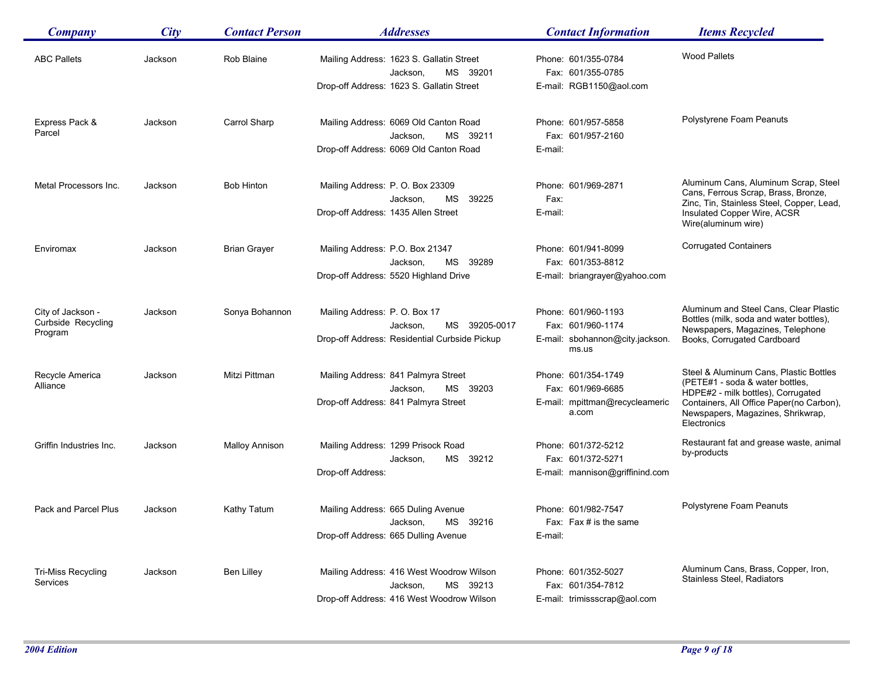| Company | City | Contact Person | Addresses | Contact Information | Items Recycled |
|---|---|---|---|---|---|
| ABC Pallets | Jackson | Rob Blaine | Mailing Address: 1623 S. Gallatin Street Jackson, MS 39201<br>Drop-off Address: 1623 S. Gallatin Street | Phone: 601/355-0784<br>Fax: 601/355-0785<br>E-mail: RGB1150@aol.com | Wood Pallets |
| Express Pack & Parcel | Jackson | Carrol Sharp | Mailing Address: 6069 Old Canton Road Jackson, MS 39211<br>Drop-off Address: 6069 Old Canton Road | Phone: 601/957-5858<br>Fax: 601/957-2160<br>E-mail: | Polystyrene Foam Peanuts |
| Metal Processors Inc. | Jackson | Bob Hinton | Mailing Address: P. O. Box 23309 Jackson, MS 39225<br>Drop-off Address: 1435 Allen Street | Phone: 601/969-2871<br>Fax:<br>E-mail: | Aluminum Cans, Aluminum Scrap, Steel Cans, Ferrous Scrap, Brass, Bronze, Zinc, Tin, Stainless Steel, Copper, Lead, Insulated Copper Wire, ACSR Wire(aluminum wire) |
| Enviromax | Jackson | Brian Grayer | Mailing Address: P.O. Box 21347 Jackson, MS 39289<br>Drop-off Address: 5520 Highland Drive | Phone: 601/941-8099<br>Fax: 601/353-8812<br>E-mail: briangrayer@yahoo.com | Corrugated Containers |
| City of Jackson - Curbside Recycling Program | Jackson | Sonya Bohannon | Mailing Address: P. O. Box 17 Jackson, MS 39205-0017<br>Drop-off Address: Residential Curbside Pickup | Phone: 601/960-1193<br>Fax: 601/960-1174<br>E-mail: sbohannon@city.jackson.ms.us | Aluminum and Steel Cans, Clear Plastic Bottles (milk, soda and water bottles), Newspapers, Magazines, Telephone Books, Corrugated Cardboard |
| Recycle America Alliance | Jackson | Mitzi Pittman | Mailing Address: 841 Palmyra Street Jackson, MS 39203<br>Drop-off Address: 841 Palmyra Street | Phone: 601/354-1749<br>Fax: 601/969-6685<br>E-mail: mpittman@recycleamerica.com | Steel & Aluminum Cans, Plastic Bottles (PETE#1 - soda & water bottles, HDPE#2 - milk bottles), Corrugated Containers, All Office Paper(no Carbon), Newspapers, Magazines, Shrikwrap, Electronics |
| Griffin Industries Inc. | Jackson | Malloy Annison | Mailing Address: 1299 Prisock Road Jackson, MS 39212<br>Drop-off Address: | Phone: 601/372-5212<br>Fax: 601/372-5271<br>E-mail: mannison@griffinind.com | Restaurant fat and grease waste, animal by-products |
| Pack and Parcel Plus | Jackson | Kathy Tatum | Mailing Address: 665 Duling Avenue Jackson, MS 39216<br>Drop-off Address: 665 Dulling Avenue | Phone: 601/982-7547<br>Fax: Fax # is the same<br>E-mail: | Polystyrene Foam Peanuts |
| Tri-Miss Recycling Services | Jackson | Ben Lilley | Mailing Address: 416 West Woodrow Wilson Jackson, MS 39213<br>Drop-off Address: 416 West Woodrow Wilson | Phone: 601/352-5027<br>Fax: 601/354-7812<br>E-mail: trimissscrap@aol.com | Aluminum Cans, Brass, Copper, Iron, Stainless Steel, Radiators |

*2004 Edition*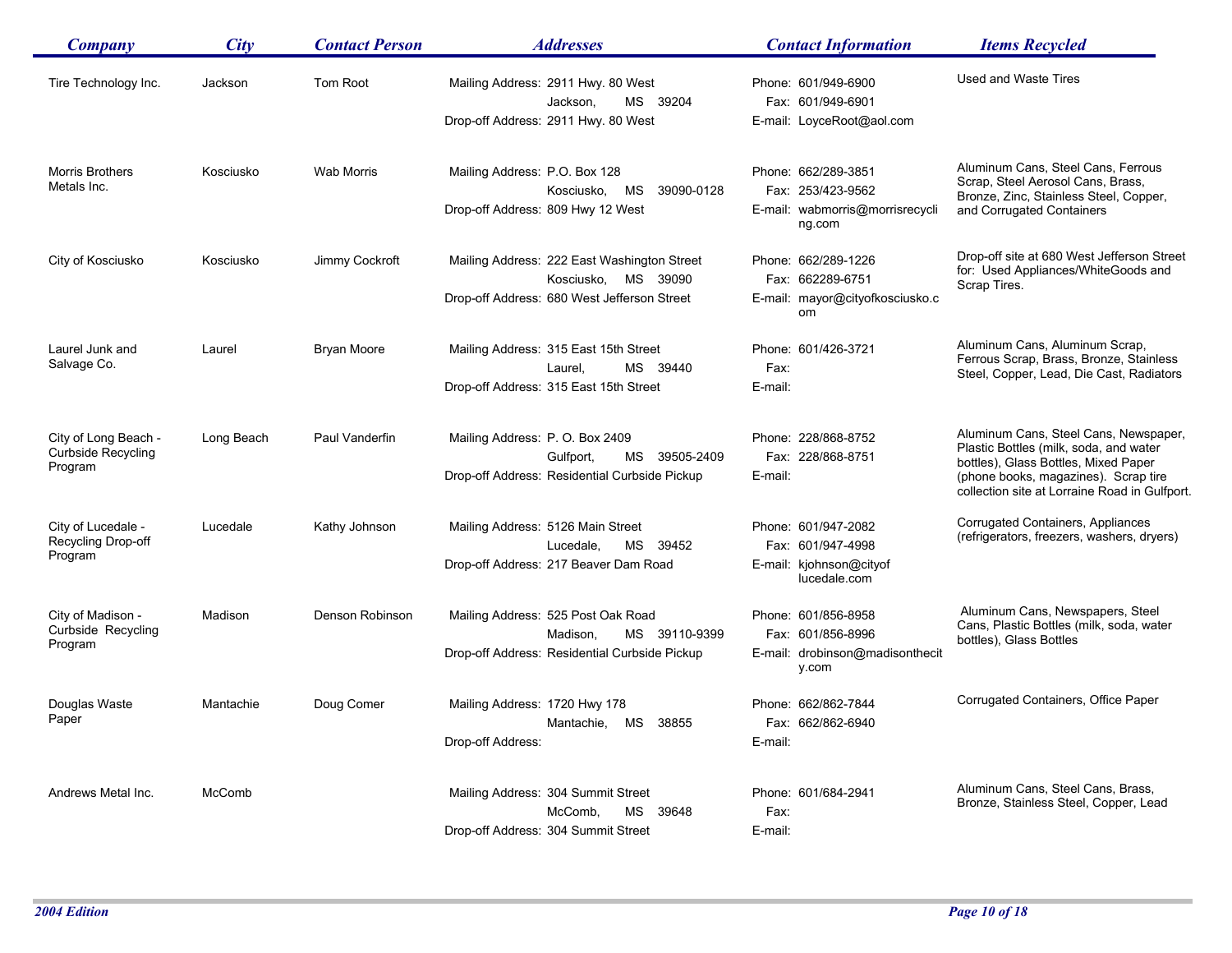| Company | City | Contact Person | Addresses | Contact Information | Items Recycled |
|---|---|---|---|---|---|
| Tire Technology Inc. | Jackson | Tom Root | Mailing Address: 2911 Hwy. 80 West<br>Jackson, MS 39204<br>Drop-off Address: 2911 Hwy. 80 West | Phone: 601/949-6900<br>Fax: 601/949-6901<br>E-mail: LoyceRoot@aol.com | Used and Waste Tires |
| Morris Brothers Metals Inc. | Kosciusko | Wab Morris | Mailing Address: P.O. Box 128<br>Kosciusko, MS 39090-0128<br>Drop-off Address: 809 Hwy 12 West | Phone: 662/289-3851<br>Fax: 253/423-9562<br>E-mail: wabmorris@morrisrecycling.com | Aluminum Cans, Steel Cans, Ferrous Scrap, Steel Aerosol Cans, Brass, Bronze, Zinc, Stainless Steel, Copper, and Corrugated Containers |
| City of Kosciusko | Kosciusko | Jimmy Cockroft | Mailing Address: 222 East Washington Street<br>Kosciusko, MS 39090<br>Drop-off Address: 680 West Jefferson Street | Phone: 662/289-1226<br>Fax: 662289-6751<br>E-mail: mayor@cityofkosciusko.com | Drop-off site at 680 West Jefferson Street for: Used Appliances/WhiteGoods and Scrap Tires. |
| Laurel Junk and Salvage Co. | Laurel | Bryan Moore | Mailing Address: 315 East 15th Street<br>Laurel, MS 39440<br>Drop-off Address: 315 East 15th Street | Phone: 601/426-3721<br>Fax:<br>E-mail: | Aluminum Cans, Aluminum Scrap, Ferrous Scrap, Brass, Bronze, Stainless Steel, Copper, Lead, Die Cast, Radiators |
| City of Long Beach - Curbside Recycling Program | Long Beach | Paul Vanderfin | Mailing Address: P. O. Box 2409<br>Gulfport, MS 39505-2409<br>Drop-off Address: Residential Curbside Pickup | Phone: 228/868-8752<br>Fax: 228/868-8751<br>E-mail: | Aluminum Cans, Steel Cans, Newspaper, Plastic Bottles (milk, soda, and water bottles), Glass Bottles, Mixed Paper (phone books, magazines). Scrap tire collection site at Lorraine Road in Gulfport. |
| City of Lucedale - Recycling Drop-off Program | Lucedale | Kathy Johnson | Mailing Address: 5126 Main Street<br>Lucedale, MS 39452<br>Drop-off Address: 217 Beaver Dam Road | Phone: 601/947-2082<br>Fax: 601/947-4998<br>E-mail: kjohnson@cityof lucedale.com | Corrugated Containers, Appliances (refrigerators, freezers, washers, dryers) |
| City of Madison - Curbside Recycling Program | Madison | Denson Robinson | Mailing Address: 525 Post Oak Road<br>Madison, MS 39110-9399<br>Drop-off Address: Residential Curbside Pickup | Phone: 601/856-8958<br>Fax: 601/856-8996<br>E-mail: drobinson@madisonthecity.com | Aluminum Cans, Newspapers, Steel Cans, Plastic Bottles (milk, soda, water bottles), Glass Bottles |
| Douglas Waste Paper | Mantachie | Doug Comer | Mailing Address: 1720 Hwy 178<br>Mantachie, MS 38855<br>Drop-off Address: | Phone: 662/862-7844<br>Fax: 662/862-6940<br>E-mail: | Corrugated Containers, Office Paper |
| Andrews Metal Inc. | McComb | | Mailing Address: 304 Summit Street<br>McComb, MS 39648<br>Drop-off Address: 304 Summit Street | Phone: 601/684-2941<br>Fax:<br>E-mail: | Aluminum Cans, Steel Cans, Brass, Bronze, Stainless Steel, Copper, Lead |

*2004 Edition*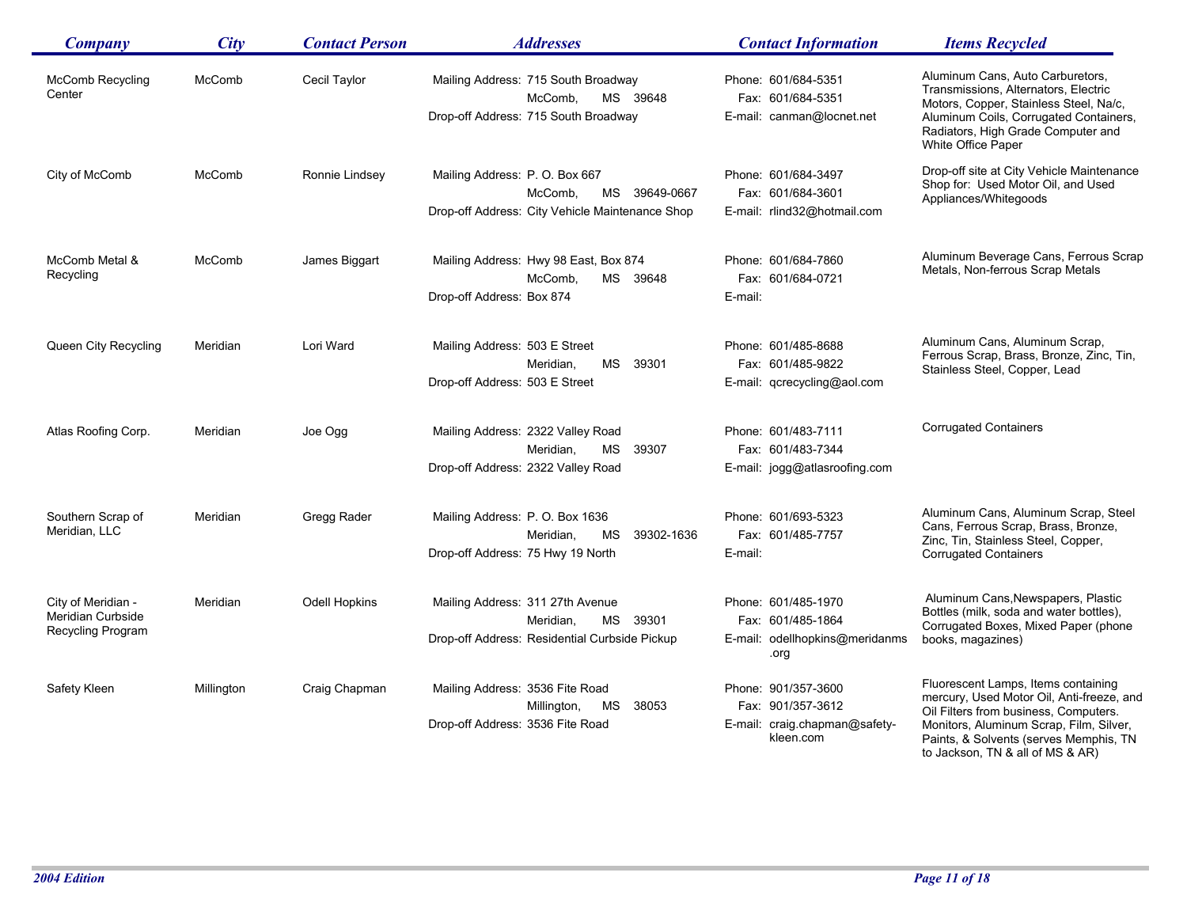| Company | City | Contact Person | Addresses | Contact Information | Items Recycled |
|---|---|---|---|---|---|
| McComb Recycling Center | McComb | Cecil Taylor | Mailing Address: 715 South Broadway McComb, MS 39648 Drop-off Address: 715 South Broadway | Phone: 601/684-5351 Fax: 601/684-5351 E-mail: canman@locnet.net | Aluminum Cans, Auto Carburetors, Transmissions, Alternators, Electric Motors, Copper, Stainless Steel, Na/c, Aluminum Coils, Corrugated Containers, Radiators, High Grade Computer and White Office Paper |
| City of McComb | McComb | Ronnie Lindsey | Mailing Address: P. O. Box 667 McComb, MS 39649-0667 Drop-off Address: City Vehicle Maintenance Shop | Phone: 601/684-3497 Fax: 601/684-3601 E-mail: rlind32@hotmail.com | Drop-off site at City Vehicle Maintenance Shop for: Used Motor Oil, and Used Appliances/Whitegoods |
| McComb Metal & Recycling | McComb | James Biggart | Mailing Address: Hwy 98 East, Box 874 McComb, MS 39648 Drop-off Address: Box 874 | Phone: 601/684-7860 Fax: 601/684-0721 E-mail: | Aluminum Beverage Cans, Ferrous Scrap Metals, Non-ferrous Scrap Metals |
| Queen City Recycling | Meridian | Lori Ward | Mailing Address: 503 E Street Meridian, MS 39301 Drop-off Address: 503 E Street | Phone: 601/485-8688 Fax: 601/485-9822 E-mail: qcrecycling@aol.com | Aluminum Cans, Aluminum Scrap, Ferrous Scrap, Brass, Bronze, Zinc, Tin, Stainless Steel, Copper, Lead |
| Atlas Roofing Corp. | Meridian | Joe Ogg | Mailing Address: 2322 Valley Road Meridian, MS 39307 Drop-off Address: 2322 Valley Road | Phone: 601/483-7111 Fax: 601/483-7344 E-mail: jogg@atlasroofing.com | Corrugated Containers |
| Southern Scrap of Meridian, LLC | Meridian | Gregg Rader | Mailing Address: P. O. Box 1636 Meridian, MS 39302-1636 Drop-off Address: 75 Hwy 19 North | Phone: 601/693-5323 Fax: 601/485-7757 E-mail: | Aluminum Cans, Aluminum Scrap, Steel Cans, Ferrous Scrap, Brass, Bronze, Zinc, Tin, Stainless Steel, Copper, Corrugated Containers |
| City of Meridian - Meridian Curbside Recycling Program | Meridian | Odell Hopkins | Mailing Address: 311 27th Avenue Meridian, MS 39301 Drop-off Address: Residential Curbside Pickup | Phone: 601/485-1970 Fax: 601/485-1864 E-mail: odellhopkins@meridanms.org | Aluminum Cans,Newspapers, Plastic Bottles (milk, soda and water bottles), Corrugated Boxes, Mixed Paper (phone books, magazines) |
| Safety Kleen | Millington | Craig Chapman | Mailing Address: 3536 Fite Road Millington, MS 38053 Drop-off Address: 3536 Fite Road | Phone: 901/357-3600 Fax: 901/357-3612 E-mail: craig.chapman@safety-kleen.com | Fluorescent Lamps, Items containing mercury, Used Motor Oil, Anti-freeze, and Oil Filters from business, Computers. Monitors, Aluminum Scrap, Film, Silver, Paints, & Solvents (serves Memphis, TN to Jackson, TN & all of MS & AR) |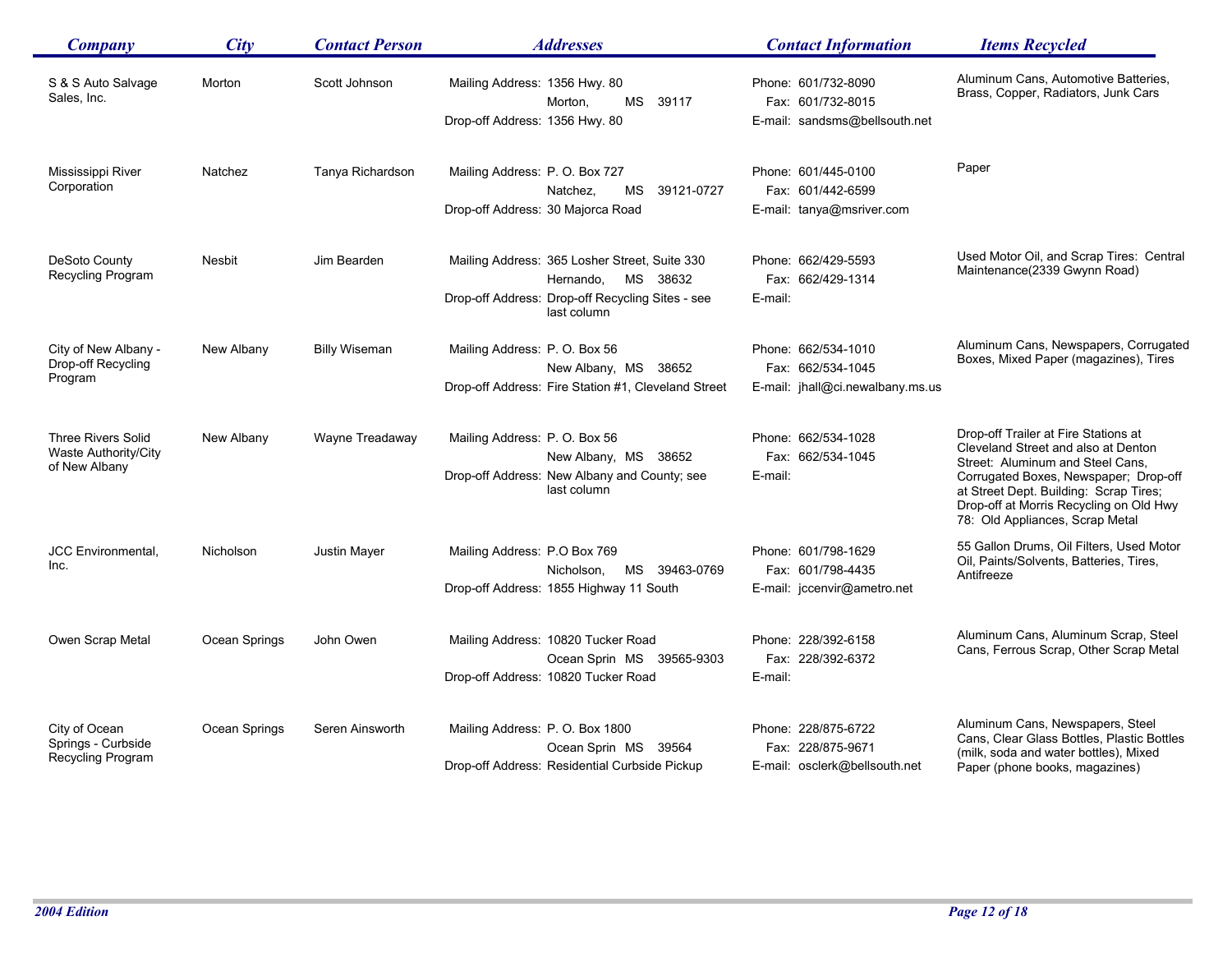| Company | City | Contact Person | Addresses | Contact Information | Items Recycled |
| --- | --- | --- | --- | --- | --- |
| S & S Auto Salvage Sales, Inc. | Morton | Scott Johnson | Mailing Address: 1356 Hwy. 80 Morton, MS 39117 Drop-off Address: 1356 Hwy. 80 | Phone: 601/732-8090 Fax: 601/732-8015 E-mail: sandsms@bellsouth.net | Aluminum Cans, Automotive Batteries, Brass, Copper, Radiators, Junk Cars |
| Mississippi River Corporation | Natchez | Tanya Richardson | Mailing Address: P. O. Box 727 Natchez, MS 39121-0727 Drop-off Address: 30 Majorca Road | Phone: 601/445-0100 Fax: 601/442-6599 E-mail: tanya@msriver.com | Paper |
| DeSoto County Recycling Program | Nesbit | Jim Bearden | Mailing Address: 365 Losher Street, Suite 330 Hernando, MS 38632 Drop-off Address: Drop-off Recycling Sites - see last column | Phone: 662/429-5593 Fax: 662/429-1314 E-mail: | Used Motor Oil, and Scrap Tires: Central Maintenance(2339 Gwynn Road) |
| City of New Albany - Drop-off Recycling Program | New Albany | Billy Wiseman | Mailing Address: P. O. Box 56 New Albany, MS 38652 Drop-off Address: Fire Station #1, Cleveland Street | Phone: 662/534-1010 Fax: 662/534-1045 E-mail: jhall@ci.newalbany.ms.us | Aluminum Cans, Newspapers, Corrugated Boxes, Mixed Paper (magazines), Tires |
| Three Rivers Solid Waste Authority/City of New Albany | New Albany | Wayne Treadaway | Mailing Address: P. O. Box 56 New Albany, MS 38652 Drop-off Address: New Albany and County; see last column | Phone: 662/534-1028 Fax: 662/534-1045 E-mail: | Drop-off Trailer at Fire Stations at Cleveland Street and also at Denton Street: Aluminum and Steel Cans, Corrugated Boxes, Newspaper; Drop-off at Street Dept. Building: Scrap Tires; Drop-off at Morris Recycling on Old Hwy 78: Old Appliances, Scrap Metal |
| JCC Environmental, Inc. | Nicholson | Justin Mayer | Mailing Address: P.O Box 769 Nicholson, MS 39463-0769 Drop-off Address: 1855 Highway 11 South | Phone: 601/798-1629 Fax: 601/798-4435 E-mail: jccenvir@ametro.net | 55 Gallon Drums, Oil Filters, Used Motor Oil, Paints/Solvents, Batteries, Tires, Antifreeze |
| Owen Scrap Metal | Ocean Springs | John Owen | Mailing Address: 10820 Tucker Road Ocean Sprin MS 39565-9303 Drop-off Address: 10820 Tucker Road | Phone: 228/392-6158 Fax: 228/392-6372 E-mail: | Aluminum Cans, Aluminum Scrap, Steel Cans, Ferrous Scrap, Other Scrap Metal |
| City of Ocean Springs - Curbside Recycling Program | Ocean Springs | Seren Ainsworth | Mailing Address: P. O. Box 1800 Ocean Sprin MS 39564 Drop-off Address: Residential Curbside Pickup | Phone: 228/875-6722 Fax: 228/875-9671 E-mail: osclerk@bellsouth.net | Aluminum Cans, Newspapers, Steel Cans, Clear Glass Bottles, Plastic Bottles (milk, soda and water bottles), Mixed Paper (phone books, magazines) |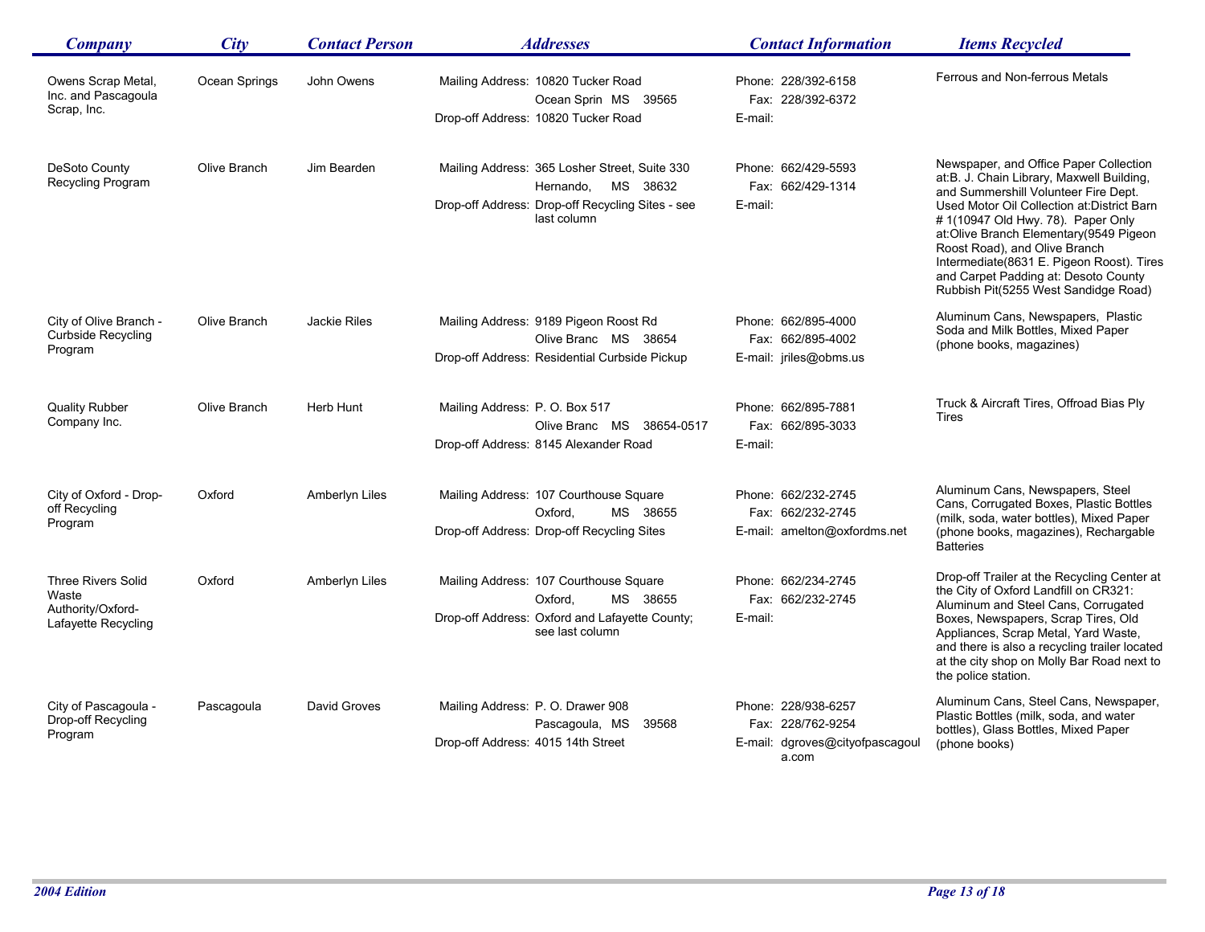| Company | City | Contact Person | Addresses | Contact Information | Items Recycled |
| --- | --- | --- | --- | --- | --- |
| Owens Scrap Metal, Inc. and Pascagoula Scrap, Inc. | Ocean Springs | John Owens | Mailing Address: 10820 Tucker Road<br>Ocean Sprin MS 39565<br>Drop-off Address: 10820 Tucker Road | Phone: 228/392-6158<br>Fax: 228/392-6372<br>E-mail: | Ferrous and Non-ferrous Metals |
| DeSoto County Recycling Program | Olive Branch | Jim Bearden | Mailing Address: 365 Losher Street, Suite 330<br>Hernando, MS 38632<br>Drop-off Address: Drop-off Recycling Sites - see last column | Phone: 662/429-5593<br>Fax: 662/429-1314<br>E-mail: | Newspaper, and Office Paper Collection at:B. J. Chain Library, Maxwell Building, and Summershill Volunteer Fire Dept. Used Motor Oil Collection at:District Barn # 1(10947 Old Hwy. 78). Paper Only at:Olive Branch Elementary(9549 Pigeon Roost Road), and Olive Branch Intermediate(8631 E. Pigeon Roost). Tires and Carpet Padding at: Desoto County Rubbish Pit(5255 West Sandidge Road) |
| City of Olive Branch - Curbside Recycling Program | Olive Branch | Jackie Riles | Mailing Address: 9189 Pigeon Roost Rd<br>Olive Branc MS 38654<br>Drop-off Address: Residential Curbside Pickup | Phone: 662/895-4000<br>Fax: 662/895-4002<br>E-mail: jriles@obms.us | Aluminum Cans, Newspapers, Plastic Soda and Milk Bottles, Mixed Paper (phone books, magazines) |
| Quality Rubber Company Inc. | Olive Branch | Herb Hunt | Mailing Address: P. O. Box 517<br>Olive Branc MS 38654-0517<br>Drop-off Address: 8145 Alexander Road | Phone: 662/895-7881<br>Fax: 662/895-3033<br>E-mail: | Truck & Aircraft Tires, Offroad Bias Ply Tires |
| City of Oxford - Drop-off Recycling Program | Oxford | Amberlyn Liles | Mailing Address: 107 Courthouse Square<br>Oxford, MS 38655<br>Drop-off Address: Drop-off Recycling Sites | Phone: 662/232-2745<br>Fax: 662/232-2745<br>E-mail: amelton@oxfordms.net | Aluminum Cans, Newspapers, Steel Cans, Corrugated Boxes, Plastic Bottles (milk, soda, water bottles), Mixed Paper (phone books, magazines), Rechargable Batteries |
| Three Rivers Solid Waste Authority/Oxford-Lafayette Recycling | Oxford | Amberlyn Liles | Mailing Address: 107 Courthouse Square<br>Oxford, MS 38655<br>Drop-off Address: Oxford and Lafayette County; see last column | Phone: 662/234-2745<br>Fax: 662/232-2745<br>E-mail: | Drop-off Trailer at the Recycling Center at the City of Oxford Landfill on CR321: Aluminum and Steel Cans, Corrugated Boxes, Newspapers, Scrap Tires, Old Appliances, Scrap Metal, Yard Waste, and there is also a recycling trailer located at the city shop on Molly Bar Road next to the police station. |
| City of Pascagoula - Drop-off Recycling Program | Pascagoula | David Groves | Mailing Address: P. O. Drawer 908<br>Pascagoula, MS 39568<br>Drop-off Address: 4015 14th Street | Phone: 228/938-6257<br>Fax: 228/762-9254<br>E-mail: dgroves@cityofpascagoula.com | Aluminum Cans, Steel Cans, Newspaper, Plastic Bottles (milk, soda, and water bottles), Glass Bottles, Mixed Paper (phone books) |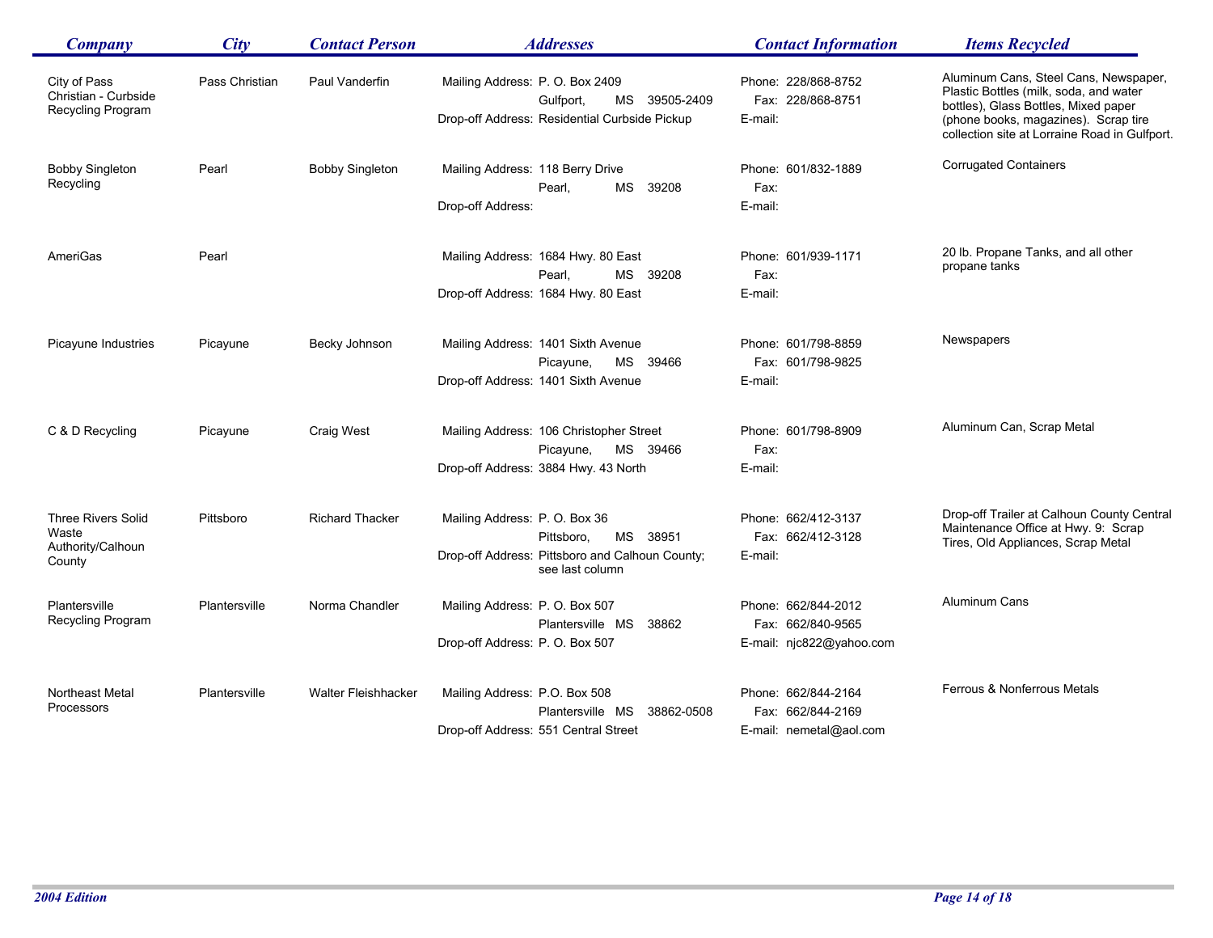| Company | City | Contact Person | Addresses | Contact Information | Items Recycled |
|---|---|---|---|---|---|
| City of Pass Christian - Curbside Recycling Program | Pass Christian | Paul Vanderfin | Mailing Address: P. O. Box 2409<br>Gulfport, MS 39505-2409<br>Drop-off Address: Residential Curbside Pickup | Phone: 228/868-8752<br>Fax: 228/868-8751<br>E-mail: | Aluminum Cans, Steel Cans, Newspaper, Plastic Bottles (milk, soda, and water bottles), Glass Bottles, Mixed paper (phone books, magazines). Scrap tire collection site at Lorraine Road in Gulfport. |
| Bobby Singleton Recycling | Pearl | Bobby Singleton | Mailing Address: 118 Berry Drive<br>Pearl, MS 39208<br>Drop-off Address: | Phone: 601/832-1889<br>Fax:<br>E-mail: | Corrugated Containers |
| AmeriGas | Pearl | | Mailing Address: 1684 Hwy. 80 East<br>Pearl, MS 39208<br>Drop-off Address: 1684 Hwy. 80 East | Phone: 601/939-1171<br>Fax:<br>E-mail: | 20 lb. Propane Tanks, and all other propane tanks |
| Picayune Industries | Picayune | Becky Johnson | Mailing Address: 1401 Sixth Avenue<br>Picayune, MS 39466<br>Drop-off Address: 1401 Sixth Avenue | Phone: 601/798-8859<br>Fax: 601/798-9825<br>E-mail: | Newspapers |
| C & D Recycling | Picayune | Craig West | Mailing Address: 106 Christopher Street<br>Picayune, MS 39466<br>Drop-off Address: 3884 Hwy. 43 North | Phone: 601/798-8909<br>Fax:<br>E-mail: | Aluminum Can, Scrap Metal |
| Three Rivers Solid Waste Authority/Calhoun County | Pittsboro | Richard Thacker | Mailing Address: P. O. Box 36<br>Pittsboro, MS 38951<br>Drop-off Address: Pittsboro and Calhoun County; see last column | Phone: 662/412-3137<br>Fax: 662/412-3128<br>E-mail: | Drop-off Trailer at Calhoun County Central Maintenance Office at Hwy. 9: Scrap Tires, Old Appliances, Scrap Metal |
| Plantersville Recycling Program | Plantersville | Norma Chandler | Mailing Address: P. O. Box 507<br>Plantersville MS 38862<br>Drop-off Address: P. O. Box 507 | Phone: 662/844-2012<br>Fax: 662/840-9565<br>E-mail: njc822@yahoo.com | Aluminum Cans |
| Northeast Metal Processors | Plantersville | Walter Fleishhacker | Mailing Address: P.O. Box 508<br>Plantersville MS 38862-0508<br>Drop-off Address: 551 Central Street | Phone: 662/844-2164<br>Fax: 662/844-2169<br>E-mail: nemetal@aol.com | Ferrous & Nonferrous Metals |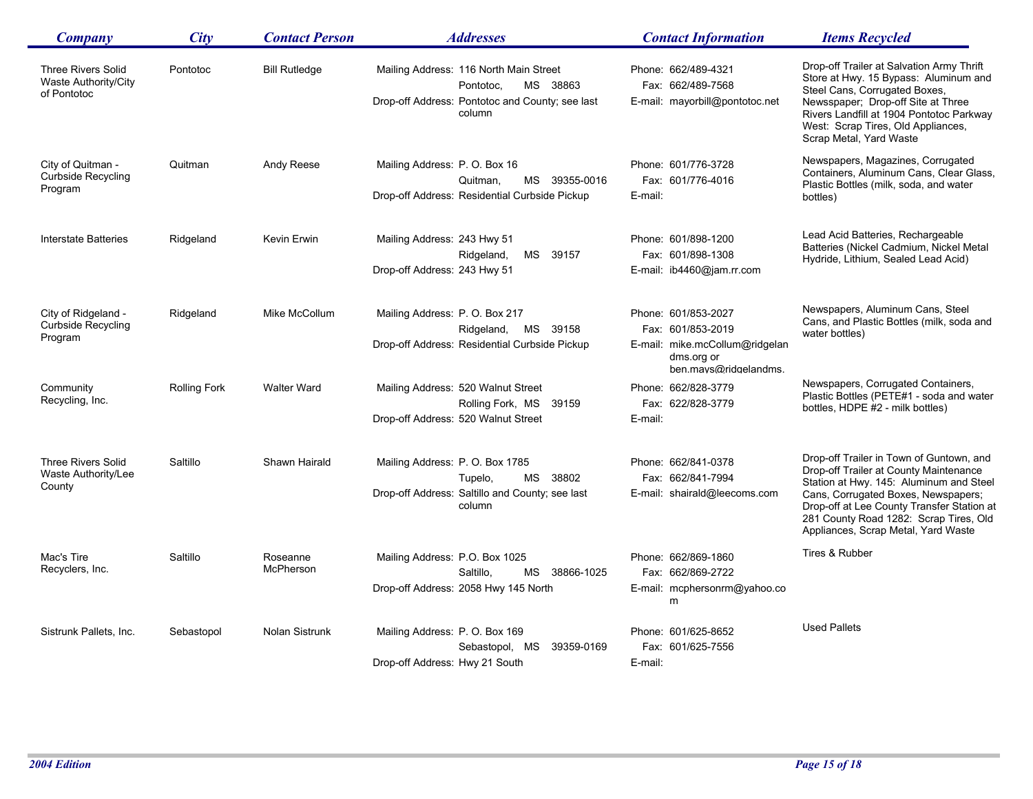| Company | City | Contact Person | Addresses | Contact Information | Items Recycled |
|---|---|---|---|---|---|
| Three Rivers Solid Waste Authority/City of Pontotoc | Pontotoc | Bill Rutledge | Mailing Address: 116 North Main Street Pontotoc, MS 38863<br>Drop-off Address: Pontotoc and County; see last column | Phone: 662/489-4321<br>Fax: 662/489-7568<br>E-mail: mayorbill@pontotoc.net | Drop-off Trailer at Salvation Army Thrift Store at Hwy. 15 Bypass: Aluminum and Steel Cans, Corrugated Boxes, Newsspaper; Drop-off Site at Three Rivers Landfill at 1904 Pontotoc Parkway West: Scrap Tires, Old Appliances, Scrap Metal, Yard Waste |
| City of Quitman - Curbside Recycling Program | Quitman | Andy Reese | Mailing Address: P. O. Box 16 Quitman, MS 39355-0016<br>Drop-off Address: Residential Curbside Pickup | Phone: 601/776-3728<br>Fax: 601/776-4016<br>E-mail: | Newspapers, Magazines, Corrugated Containers, Aluminum Cans, Clear Glass, Plastic Bottles (milk, soda, and water bottles) |
| Interstate Batteries | Ridgeland | Kevin Erwin | Mailing Address: 243 Hwy 51 Ridgeland, MS 39157<br>Drop-off Address: 243 Hwy 51 | Phone: 601/898-1200<br>Fax: 601/898-1308<br>E-mail: ib4460@jam.rr.com | Lead Acid Batteries, Rechargeable Batteries (Nickel Cadmium, Nickel Metal Hydride, Lithium, Sealed Lead Acid) |
| City of Ridgeland - Curbside Recycling Program | Ridgeland | Mike McCollum | Mailing Address: P. O. Box 217 Ridgeland, MS 39158<br>Drop-off Address: Residential Curbside Pickup | Phone: 601/853-2027<br>Fax: 601/853-2019<br>E-mail: mike.mcCollum@ridgelandms.org or ben.mays@ridgelandms. | Newspapers, Aluminum Cans, Steel Cans, and Plastic Bottles (milk, soda and water bottles) |
| Community Recycling, Inc. | Rolling Fork | Walter Ward | Mailing Address: 520 Walnut Street Rolling Fork, MS 39159<br>Drop-off Address: 520 Walnut Street | Phone: 662/828-3779<br>Fax: 622/828-3779<br>E-mail: | Newspapers, Corrugated Containers, Plastic Bottles (PETE#1 - soda and water bottles, HDPE #2 - milk bottles) |
| Three Rivers Solid Waste Authority/Lee County | Saltillo | Shawn Hairald | Mailing Address: P. O. Box 1785 Tupelo, MS 38802<br>Drop-off Address: Saltillo and County; see last column | Phone: 662/841-0378<br>Fax: 662/841-7994<br>E-mail: shairald@leecoms.com | Drop-off Trailer in Town of Guntown, and Drop-off Trailer at County Maintenance Station at Hwy. 145: Aluminum and Steel Cans, Corrugated Boxes, Newspapers; Drop-off at Lee County Transfer Station at 281 County Road 1282: Scrap Tires, Old Appliances, Scrap Metal, Yard Waste |
| Mac's Tire Recyclers, Inc. | Saltillo | Roseanne McPherson | Mailing Address: P.O. Box 1025 Saltillo, MS 38866-1025<br>Drop-off Address: 2058 Hwy 145 North | Phone: 662/869-1860<br>Fax: 662/869-2722<br>E-mail: mcphersonrm@yahoo.com | Tires & Rubber |
| Sistrunk Pallets, Inc. | Sebastopol | Nolan Sistrunk | Mailing Address: P. O. Box 169 Sebastopol, MS 39359-0169<br>Drop-off Address: Hwy 21 South | Phone: 601/625-8652<br>Fax: 601/625-7556<br>E-mail: | Used Pallets |

*2004 Edition*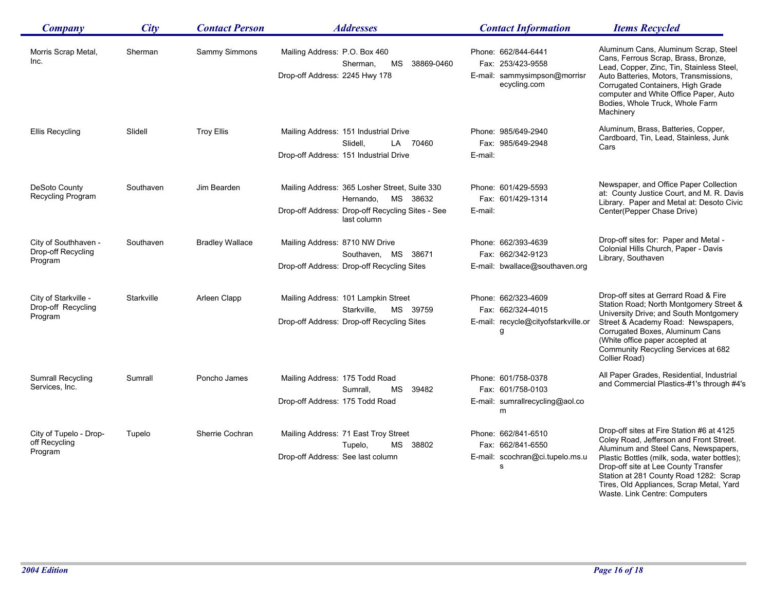| Company | City | Contact Person | Addresses | Contact Information | Items Recycled |
|---|---|---|---|---|---|
| Morris Scrap Metal, Inc. | Sherman | Sammy Simmons | Mailing Address: P.O. Box 460 Sherman, MS 38869-0460<br>Drop-off Address: 2245 Hwy 178 | Phone: 662/844-6441<br>Fax: 253/423-9558<br>E-mail: sammysimpson@morrisrecycling.com | Aluminum Cans, Aluminum Scrap, Steel Cans, Ferrous Scrap, Brass, Bronze, Lead, Copper, Zinc, Tin, Stainless Steel, Auto Batteries, Motors, Transmissions, Corrugated Containers, High Grade computer and White Office Paper, Auto Bodies, Whole Truck, Whole Farm Machinery |
| Ellis Recycling | Slidell | Troy Ellis | Mailing Address: 151 Industrial Drive Slidell, LA 70460<br>Drop-off Address: 151 Industrial Drive | Phone: 985/649-2940<br>Fax: 985/649-2948<br>E-mail: | Aluminum, Brass, Batteries, Copper, Cardboard, Tin, Lead, Stainless, Junk Cars |
| DeSoto County Recycling Program | Southaven | Jim Bearden | Mailing Address: 365 Losher Street, Suite 330 Hernando, MS 38632<br>Drop-off Address: Drop-off Recycling Sites - See last column | Phone: 601/429-5593<br>Fax: 601/429-1314<br>E-mail: | Newspaper, and Office Paper Collection at: County Justice Court, and M. R. Davis Library. Paper and Metal at: Desoto Civic Center(Pepper Chase Drive) |
| City of Southhaven - Drop-off Recycling Program | Southaven | Bradley Wallace | Mailing Address: 8710 NW Drive Southaven, MS 38671<br>Drop-off Address: Drop-off Recycling Sites | Phone: 662/393-4639<br>Fax: 662/342-9123<br>E-mail: bwallace@southaven.org | Drop-off sites for: Paper and Metal - Colonial Hills Church, Paper - Davis Library, Southaven |
| City of Starkville - Drop-off Recycling Program | Starkville | Arleen Clapp | Mailing Address: 101 Lampkin Street Starkville, MS 39759<br>Drop-off Address: Drop-off Recycling Sites | Phone: 662/323-4609<br>Fax: 662/324-4015<br>E-mail: recycle@cityofstarkville.org | Drop-off sites at Gerrard Road & Fire Station Road; North Montgomery Street & University Drive; and South Montgomery Street & Academy Road: Newspapers, Corrugated Boxes, Aluminum Cans (White office paper accepted at Community Recycling Services at 682 Collier Road) |
| Sumrall Recycling Services, Inc. | Sumrall | Poncho James | Mailing Address: 175 Todd Road Sumrall, MS 39482<br>Drop-off Address: 175 Todd Road | Phone: 601/758-0378<br>Fax: 601/758-0103<br>E-mail: sumrallrecycling@aol.com | All Paper Grades, Residential, Industrial and Commercial Plastics-#1's through #4's |
| City of Tupelo - Drop-off Recycling Program | Tupelo | Sherrie Cochran | Mailing Address: 71 East Troy Street Tupelo, MS 38802<br>Drop-off Address: See last column | Phone: 662/841-6510<br>Fax: 662/841-6550<br>E-mail: scochran@ci.tupelo.ms.us | Drop-off sites at Fire Station #6 at 4125 Coley Road, Jefferson and Front Street. Aluminum and Steel Cans, Newspapers, Plastic Bottles (milk, soda, water bottles); Drop-off site at Lee County Transfer Station at 281 County Road 1282: Scrap Tires, Old Appliances, Scrap Metal, Yard Waste. Link Centre: Computers |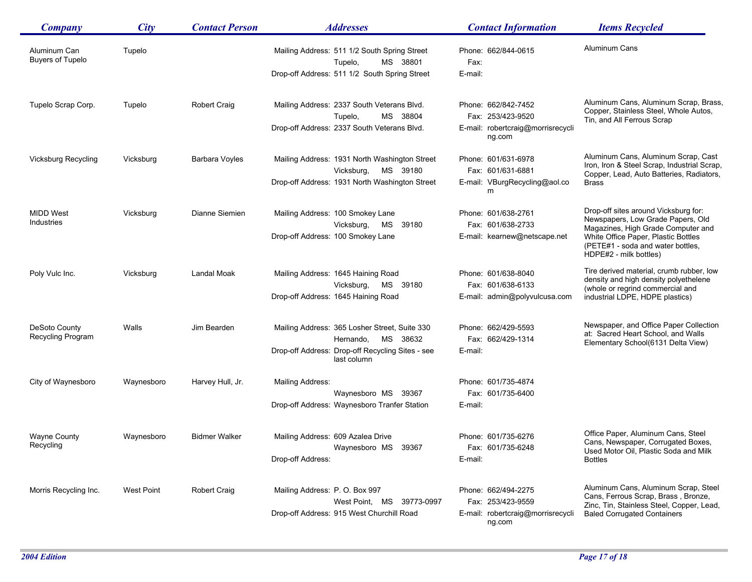| Company | City | Contact Person | Addresses | Contact Information | Items Recycled |
|---|---|---|---|---|---|
| Aluminum Can Buyers of Tupelo | Tupelo | | Mailing Address: 511 1/2 South Spring Street, Tupelo, MS 38801<br>Drop-off Address: 511 1/2 South Spring Street | Phone: 662/844-0615<br>Fax:<br>E-mail: | Aluminum Cans |
| Tupelo Scrap Corp. | Tupelo | Robert Craig | Mailing Address: 2337 South Veterans Blvd., Tupelo, MS 38804<br>Drop-off Address: 2337 South Veterans Blvd. | Phone: 662/842-7452<br>Fax: 253/423-9520<br>E-mail: robertcraig@morrisrecycling.com | Aluminum Cans, Aluminum Scrap, Brass, Copper, Stainless Steel, Whole Autos, Tin, and All Ferrous Scrap |
| Vicksburg Recycling | Vicksburg | Barbara Voyles | Mailing Address: 1931 North Washington Street, Vicksburg, MS 39180<br>Drop-off Address: 1931 North Washington Street | Phone: 601/631-6978<br>Fax: 601/631-6881<br>E-mail: VBurgRecycling@aol.com | Aluminum Cans, Aluminum Scrap, Cast Iron, Iron & Steel Scrap, Industrial Scrap, Copper, Lead, Auto Batteries, Radiators, Brass |
| MIDD West Industries | Vicksburg | Dianne Siemien | Mailing Address: 100 Smokey Lane, Vicksburg, MS 39180<br>Drop-off Address: 100 Smokey Lane | Phone: 601/638-2761<br>Fax: 601/638-2733<br>E-mail: kearnew@netscape.net | Drop-off sites around Vicksburg for: Newspapers, Low Grade Papers, Old Magazines, High Grade Computer and White Office Paper, Plastic Bottles (PETE#1 - soda and water bottles, HDPE#2 - milk bottles) |
| Poly Vulc Inc. | Vicksburg | Landal Moak | Mailing Address: 1645 Haining Road, Vicksburg, MS 39180<br>Drop-off Address: 1645 Haining Road | Phone: 601/638-8040<br>Fax: 601/638-6133<br>E-mail: admin@polyvulcusa.com | Tire derived material, crumb rubber, low density and high density polyethelene (whole or regrind commercial and industrial LDPE, HDPE plastics) |
| DeSoto County Recycling Program | Walls | Jim Bearden | Mailing Address: 365 Losher Street, Suite 330, Hernando, MS 38632<br>Drop-off Address: Drop-off Recycling Sites - see last column | Phone: 662/429-5593<br>Fax: 662/429-1314<br>E-mail: | Newspaper, and Office Paper Collection at: Sacred Heart School, and Walls Elementary School(6131 Delta View) |
| City of Waynesboro | Waynesboro | Harvey Hull, Jr. | Mailing Address: Waynesboro MS 39367<br>Drop-off Address: Waynesboro Tranfer Station | Phone: 601/735-4874<br>Fax: 601/735-6400<br>E-mail: | |
| Wayne County Recycling | Waynesboro | Bidmer Walker | Mailing Address: 609 Azalea Drive, Waynesboro MS 39367<br>Drop-off Address: | Phone: 601/735-6276<br>Fax: 601/735-6248<br>E-mail: | Office Paper, Aluminum Cans, Steel Cans, Newspaper, Corrugated Boxes, Used Motor Oil, Plastic Soda and Milk Bottles |
| Morris Recycling Inc. | West Point | Robert Craig | Mailing Address: P. O. Box 997, West Point, MS 39773-0997<br>Drop-off Address: 915 West Churchill Road | Phone: 662/494-2275<br>Fax: 253/423-9559<br>E-mail: robertcraig@morrisrecycling.com | Aluminum Cans, Aluminum Scrap, Steel Cans, Ferrous Scrap, Brass , Bronze, Zinc, Tin, Stainless Steel, Copper, Lead, Baled Corrugated Containers |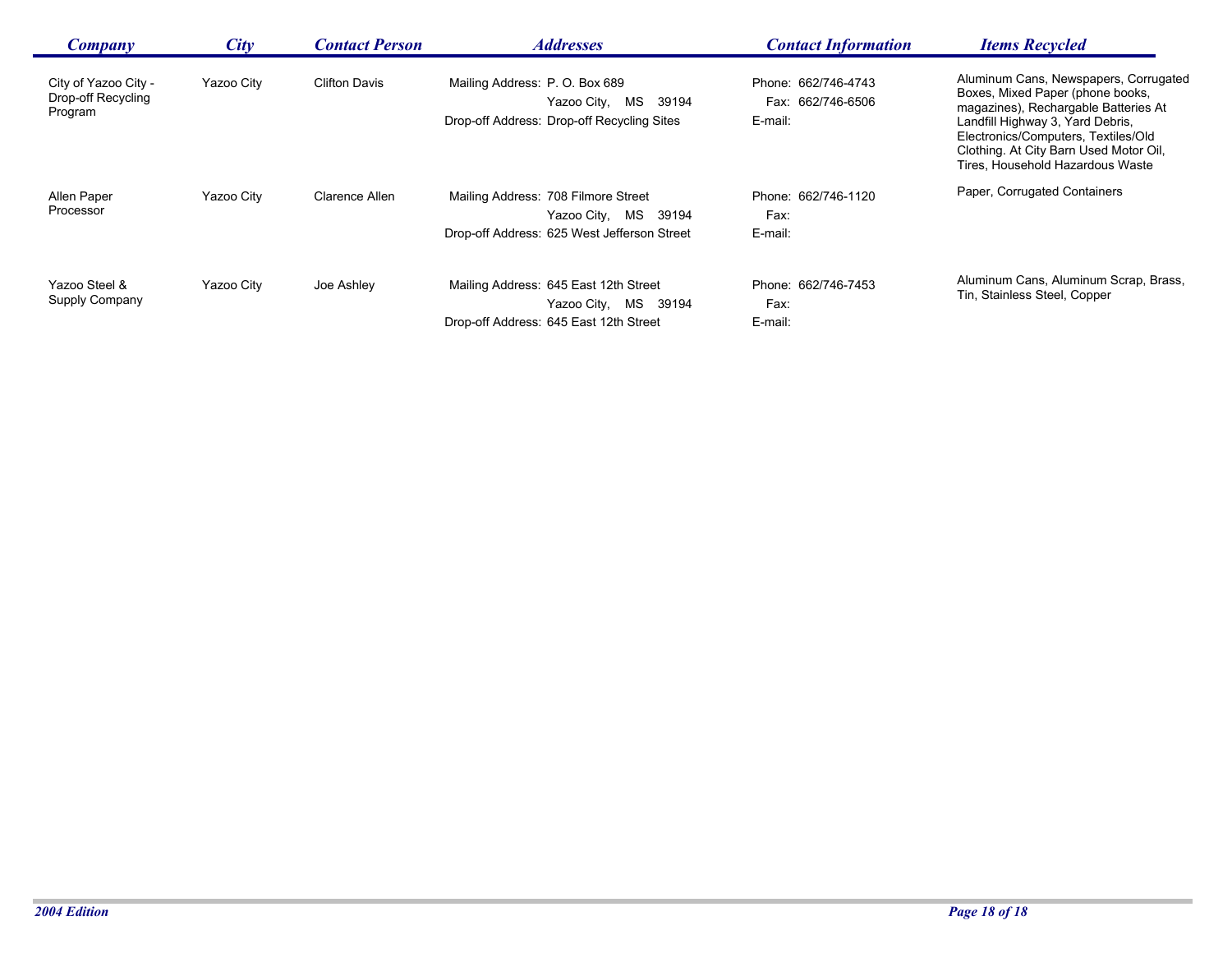| Company | City | Contact Person | Addresses | Contact Information | Items Recycled |
|---|---|---|---|---|---|
| City of Yazoo City - Drop-off Recycling Program | Yazoo City | Clifton Davis | Mailing Address: P. O. Box 689<br>Yazoo City, MS 39194<br>Drop-off Address: Drop-off Recycling Sites | Phone: 662/746-4743<br>Fax: 662/746-6506<br>E-mail: | Aluminum Cans, Newspapers, Corrugated Boxes, Mixed Paper (phone books, magazines), Rechargable Batteries At Landfill Highway 3, Yard Debris, Electronics/Computers, Textiles/Old Clothing. At City Barn Used Motor Oil, Tires, Household Hazardous Waste |
| Allen Paper Processor | Yazoo City | Clarence Allen | Mailing Address: 708 Filmore Street<br>Yazoo City, MS 39194<br>Drop-off Address: 625 West Jefferson Street | Phone: 662/746-1120<br>Fax:<br>E-mail: | Paper, Corrugated Containers |
| Yazoo Steel & Supply Company | Yazoo City | Joe Ashley | Mailing Address: 645 East 12th Street<br>Yazoo City, MS 39194<br>Drop-off Address: 645 East 12th Street | Phone: 662/746-7453<br>Fax:<br>E-mail: | Aluminum Cans, Aluminum Scrap, Brass, Tin, Stainless Steel, Copper |